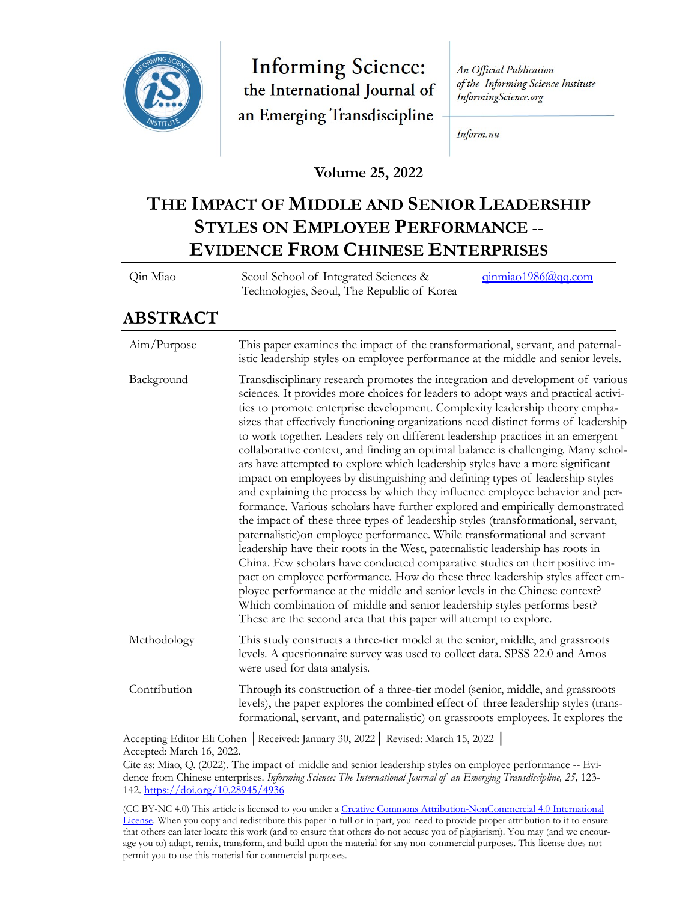Informing Science: the International Journal of an Emerging Transdiscipline

*An Official Publication of the Informing Science Institute InformingScience.org*

*Inform.nu*

**Volume 25, 2022**

# THE IMPACT OF MIDDLE AND SENIOR LEADERSHIP STYLES ON EMPLOYEE PERFORMANCE -- EVIDENCE FROM CHINESE ENTERPRISES

| | | |
|---|---|---|
| Qin Miao | Seoul School of Integrated Sciences & Technologies, Seoul, The Republic of Korea | qinmiao1986@qq.com |

## ABSTRACT

| | |
|---|---|
| Aim/Purpose | This paper examines the impact of the transformational, servant, and paternalistic leadership styles on employee performance at the middle and senior levels. |
| Background | Transdisciplinary research promotes the integration and development of various sciences. It provides more choices for leaders to adopt ways and practical activities to promote enterprise development. Complexity leadership theory emphasizes that effectively functioning organizations need distinct forms of leadership to work together. Leaders rely on different leadership practices in an emergent collaborative context, and finding an optimal balance is challenging. Many scholars have attempted to explore which leadership styles have a more significant impact on employees by distinguishing and defining types of leadership styles and explaining the process by which they influence employee behavior and performance. Various scholars have further explored and empirically demonstrated the impact of these three types of leadership styles (transformational, servant, paternalistic)on employee performance. While transformational and servant leadership have their roots in the West, paternalistic leadership has roots in China. Few scholars have conducted comparative studies on their positive impact on employee performance. How do these three leadership styles affect employee performance at the middle and senior levels in the Chinese context? Which combination of middle and senior leadership styles performs best? These are the second area that this paper will attempt to explore. |
| Methodology | This study constructs a three-tier model at the senior, middle, and grassroots levels. A questionnaire survey was used to collect data. SPSS 22.0 and Amos were used for data analysis. |
| Contribution | Through its construction of a three-tier model (senior, middle, and grassroots levels), the paper explores the combined effect of three leadership styles (transformational, servant, and paternalistic) on grassroots employees. It explores the |

Accepting Editor Eli Cohen │Received: January 30, 2022│ Revised: March 15, 2022 │ Accepted: March 16, 2022.

Cite as: Miao, Q. (2022). The impact of middle and senior leadership styles on employee performance -- Evidence from Chinese enterprises. *Informing Science: The International Journal of an Emerging Transdiscipline, 25,* 123-142. https://doi.org/10.28945/4936

(CC BY-NC 4.0) This article is licensed to you under a Creative Commons Attribution-NonCommercial 4.0 International License. When you copy and redistribute this paper in full or in part, you need to provide proper attribution to it to ensure that others can later locate this work (and to ensure that others do not accuse you of plagiarism). You may (and we encourage you to) adapt, remix, transform, and build upon the material for any non-commercial purposes. This license does not permit you to use this material for commercial purposes.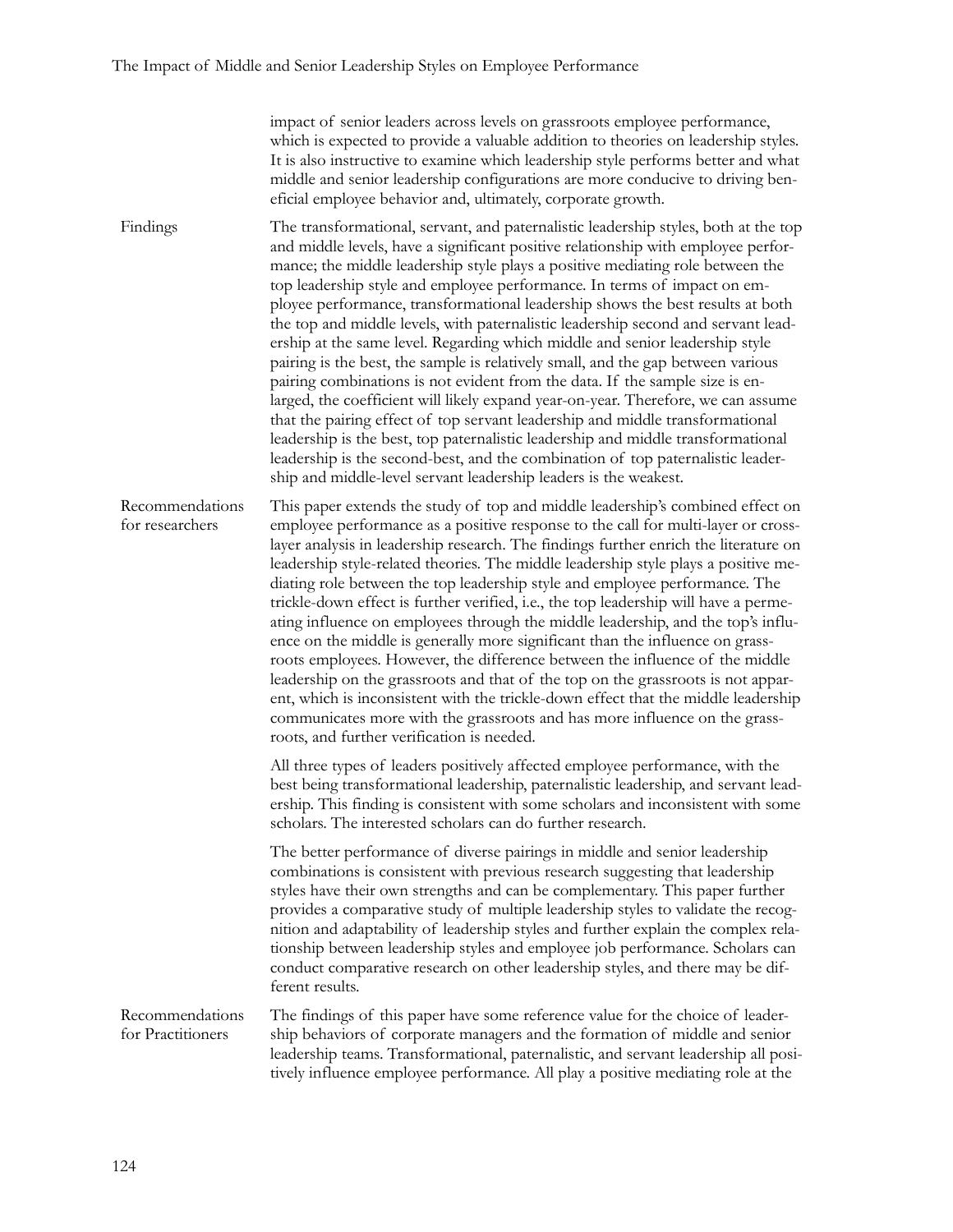impact of senior leaders across levels on grassroots employee performance, which is expected to provide a valuable addition to theories on leadership styles. It is also instructive to examine which leadership style performs better and what middle and senior leadership configurations are more conducive to driving beneficial employee behavior and, ultimately, corporate growth.

**Findings**

The transformational, servant, and paternalistic leadership styles, both at the top and middle levels, have a significant positive relationship with employee performance; the middle leadership style plays a positive mediating role between the top leadership style and employee performance. In terms of impact on employee performance, transformational leadership shows the best results at both the top and middle levels, with paternalistic leadership second and servant leadership at the same level. Regarding which middle and senior leadership style pairing is the best, the sample is relatively small, and the gap between various pairing combinations is not evident from the data. If the sample size is enlarged, the coefficient will likely expand year-on-year. Therefore, we can assume that the pairing effect of top servant leadership and middle transformational leadership is the best, top paternalistic leadership and middle transformational leadership is the second-best, and the combination of top paternalistic leadership and middle-level servant leadership leaders is the weakest.

**Recommendations for researchers**

This paper extends the study of top and middle leadership's combined effect on employee performance as a positive response to the call for multi-layer or cross-layer analysis in leadership research. The findings further enrich the literature on leadership style-related theories. The middle leadership style plays a positive mediating role between the top leadership style and employee performance. The trickle-down effect is further verified, i.e., the top leadership will have a permeating influence on employees through the middle leadership, and the top's influence on the middle is generally more significant than the influence on grassroots employees. However, the difference between the influence of the middle leadership on the grassroots and that of the top on the grassroots is not apparent, which is inconsistent with the trickle-down effect that the middle leadership communicates more with the grassroots and has more influence on the grassroots, and further verification is needed.

All three types of leaders positively affected employee performance, with the best being transformational leadership, paternalistic leadership, and servant leadership. This finding is consistent with some scholars and inconsistent with some scholars. The interested scholars can do further research.

The better performance of diverse pairings in middle and senior leadership combinations is consistent with previous research suggesting that leadership styles have their own strengths and can be complementary. This paper further provides a comparative study of multiple leadership styles to validate the recognition and adaptability of leadership styles and further explain the complex relationship between leadership styles and employee job performance. Scholars can conduct comparative research on other leadership styles, and there may be different results.

**Recommendations for Practitioners**

The findings of this paper have some reference value for the choice of leadership behaviors of corporate managers and the formation of middle and senior leadership teams. Transformational, paternalistic, and servant leadership all positively influence employee performance. All play a positive mediating role at the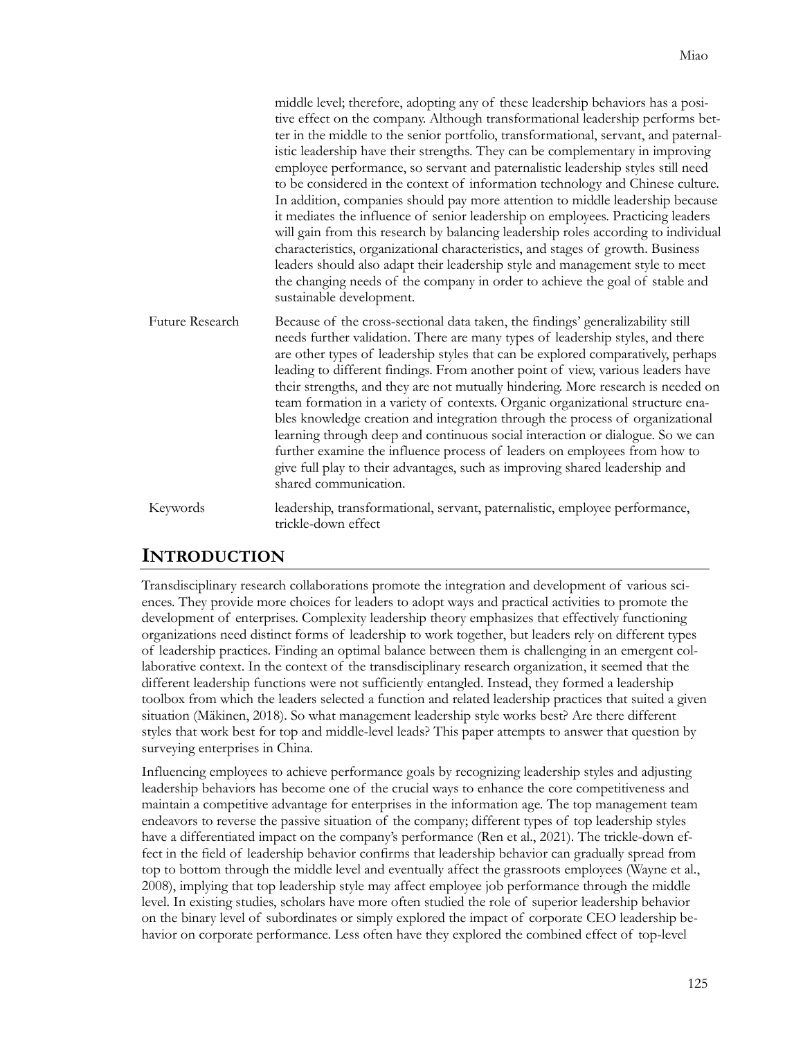middle level; therefore, adopting any of these leadership behaviors has a positive effect on the company. Although transformational leadership performs better in the middle to the senior portfolio, transformational, servant, and paternalistic leadership have their strengths. They can be complementary in improving employee performance, so servant and paternalistic leadership styles still need to be considered in the context of information technology and Chinese culture. In addition, companies should pay more attention to middle leadership because it mediates the influence of senior leadership on employees. Practicing leaders will gain from this research by balancing leadership roles according to individual characteristics, organizational characteristics, and stages of growth. Business leaders should also adapt their leadership style and management style to meet the changing needs of the company in order to achieve the goal of stable and sustainable development.

| | |
|---|---|
| Future Research | Because of the cross-sectional data taken, the findings' generalizability still needs further validation. There are many types of leadership styles, and there are other types of leadership styles that can be explored comparatively, perhaps leading to different findings. From another point of view, various leaders have their strengths, and they are not mutually hindering. More research is needed on team formation in a variety of contexts. Organic organizational structure enables knowledge creation and integration through the process of organizational learning through deep and continuous social interaction or dialogue. So we can further examine the influence process of leaders on employees from how to give full play to their advantages, such as improving shared leadership and shared communication. |
| Keywords | leadership, transformational, servant, paternalistic, employee performance, trickle-down effect |

## INTRODUCTION

Transdisciplinary research collaborations promote the integration and development of various sciences. They provide more choices for leaders to adopt ways and practical activities to promote the development of enterprises. Complexity leadership theory emphasizes that effectively functioning organizations need distinct forms of leadership to work together, but leaders rely on different types of leadership practices. Finding an optimal balance between them is challenging in an emergent collaborative context. In the context of the transdisciplinary research organization, it seemed that the different leadership functions were not sufficiently entangled. Instead, they formed a leadership toolbox from which the leaders selected a function and related leadership practices that suited a given situation (Mäkinen, 2018). So what management leadership style works best? Are there different styles that work best for top and middle-level leads? This paper attempts to answer that question by surveying enterprises in China.

Influencing employees to achieve performance goals by recognizing leadership styles and adjusting leadership behaviors has become one of the crucial ways to enhance the core competitiveness and maintain a competitive advantage for enterprises in the information age. The top management team endeavors to reverse the passive situation of the company; different types of top leadership styles have a differentiated impact on the company's performance (Ren et al., 2021). The trickle-down effect in the field of leadership behavior confirms that leadership behavior can gradually spread from top to bottom through the middle level and eventually affect the grassroots employees (Wayne et al., 2008), implying that top leadership style may affect employee job performance through the middle level. In existing studies, scholars have more often studied the role of superior leadership behavior on the binary level of subordinates or simply explored the impact of corporate CEO leadership behavior on corporate performance. Less often have they explored the combined effect of top-level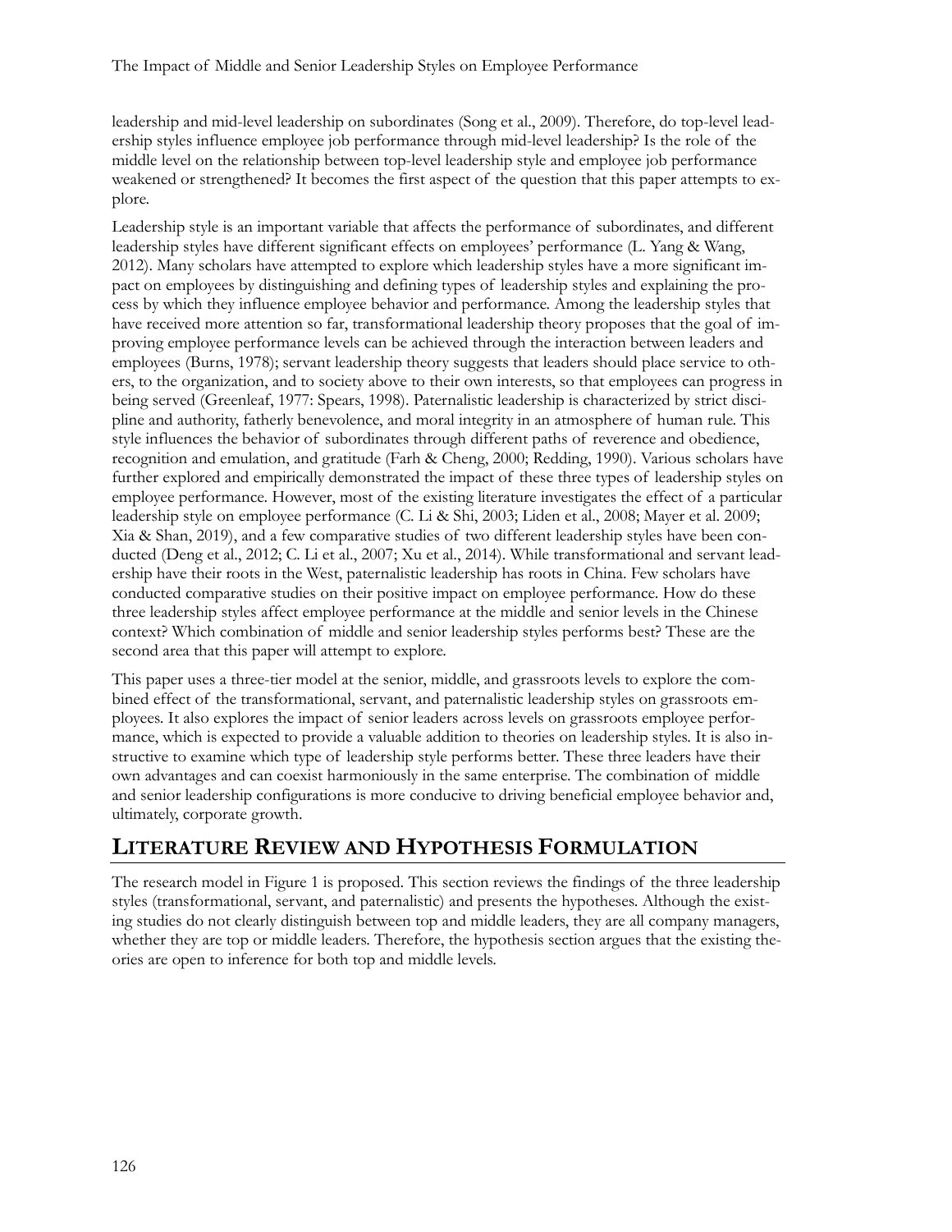leadership and mid-level leadership on subordinates (Song et al., 2009). Therefore, do top-level leadership styles influence employee job performance through mid-level leadership? Is the role of the middle level on the relationship between top-level leadership style and employee job performance weakened or strengthened? It becomes the first aspect of the question that this paper attempts to explore.

Leadership style is an important variable that affects the performance of subordinates, and different leadership styles have different significant effects on employees' performance (L. Yang & Wang, 2012). Many scholars have attempted to explore which leadership styles have a more significant impact on employees by distinguishing and defining types of leadership styles and explaining the process by which they influence employee behavior and performance. Among the leadership styles that have received more attention so far, transformational leadership theory proposes that the goal of improving employee performance levels can be achieved through the interaction between leaders and employees (Burns, 1978); servant leadership theory suggests that leaders should place service to others, to the organization, and to society above to their own interests, so that employees can progress in being served (Greenleaf, 1977: Spears, 1998). Paternalistic leadership is characterized by strict discipline and authority, fatherly benevolence, and moral integrity in an atmosphere of human rule. This style influences the behavior of subordinates through different paths of reverence and obedience, recognition and emulation, and gratitude (Farh & Cheng, 2000; Redding, 1990). Various scholars have further explored and empirically demonstrated the impact of these three types of leadership styles on employee performance. However, most of the existing literature investigates the effect of a particular leadership style on employee performance (C. Li & Shi, 2003; Liden et al., 2008; Mayer et al. 2009; Xia & Shan, 2019), and a few comparative studies of two different leadership styles have been conducted (Deng et al., 2012; C. Li et al., 2007; Xu et al., 2014). While transformational and servant leadership have their roots in the West, paternalistic leadership has roots in China. Few scholars have conducted comparative studies on their positive impact on employee performance. How do these three leadership styles affect employee performance at the middle and senior levels in the Chinese context? Which combination of middle and senior leadership styles performs best? These are the second area that this paper will attempt to explore.

This paper uses a three-tier model at the senior, middle, and grassroots levels to explore the combined effect of the transformational, servant, and paternalistic leadership styles on grassroots employees. It also explores the impact of senior leaders across levels on grassroots employee performance, which is expected to provide a valuable addition to theories on leadership styles. It is also instructive to examine which type of leadership style performs better. These three leaders have their own advantages and can coexist harmoniously in the same enterprise. The combination of middle and senior leadership configurations is more conducive to driving beneficial employee behavior and, ultimately, corporate growth.

## LITERATURE REVIEW AND HYPOTHESIS FORMULATION

The research model in Figure 1 is proposed. This section reviews the findings of the three leadership styles (transformational, servant, and paternalistic) and presents the hypotheses. Although the existing studies do not clearly distinguish between top and middle leaders, they are all company managers, whether they are top or middle leaders. Therefore, the hypothesis section argues that the existing theories are open to inference for both top and middle levels.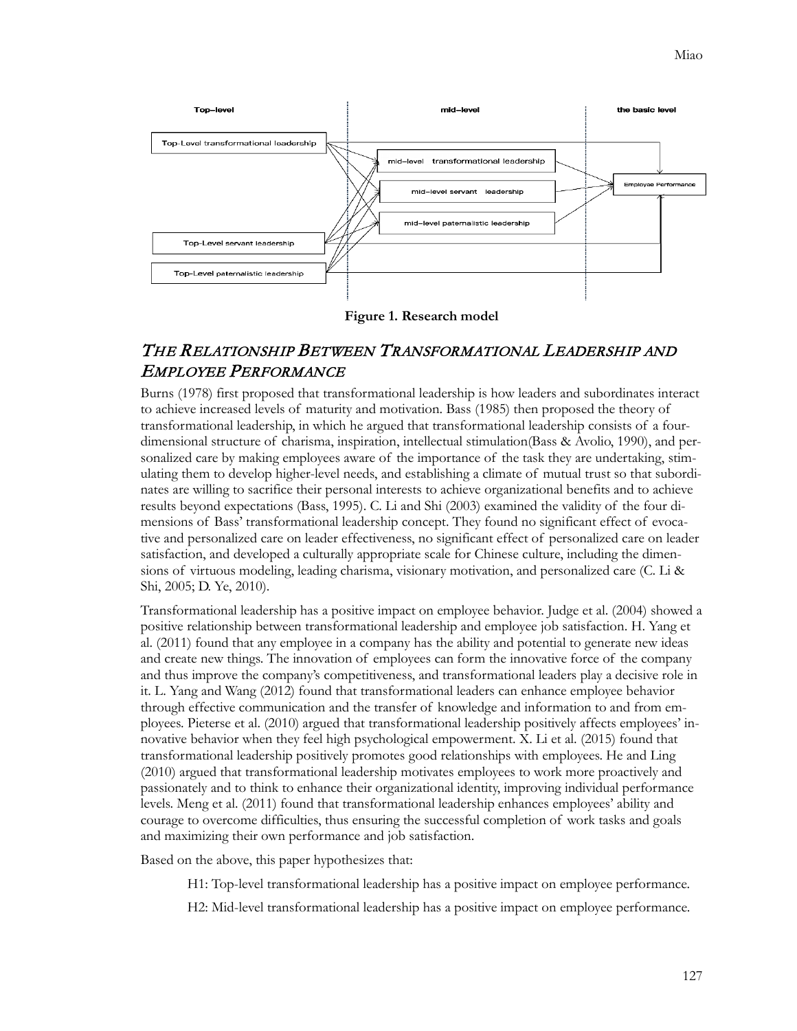Figure 1. Research model

## THE RELATIONSHIP BETWEEN TRANSFORMATIONAL LEADERSHIP AND EMPLOYEE PERFORMANCE

Burns (1978) first proposed that transformational leadership is how leaders and subordinates interact to achieve increased levels of maturity and motivation. Bass (1985) then proposed the theory of transformational leadership, in which he argued that transformational leadership consists of a four-dimensional structure of charisma, inspiration, intellectual stimulation(Bass & Avolio, 1990), and personalized care by making employees aware of the importance of the task they are undertaking, stimulating them to develop higher-level needs, and establishing a climate of mutual trust so that subordinates are willing to sacrifice their personal interests to achieve organizational benefits and to achieve results beyond expectations (Bass, 1995). C. Li and Shi (2003) examined the validity of the four dimensions of Bass' transformational leadership concept. They found no significant effect of evocative and personalized care on leader effectiveness, no significant effect of personalized care on leader satisfaction, and developed a culturally appropriate scale for Chinese culture, including the dimensions of virtuous modeling, leading charisma, visionary motivation, and personalized care (C. Li & Shi, 2005; D. Ye, 2010).

Transformational leadership has a positive impact on employee behavior. Judge et al. (2004) showed a positive relationship between transformational leadership and employee job satisfaction. H. Yang et al. (2011) found that any employee in a company has the ability and potential to generate new ideas and create new things. The innovation of employees can form the innovative force of the company and thus improve the company's competitiveness, and transformational leaders play a decisive role in it. L. Yang and Wang (2012) found that transformational leaders can enhance employee behavior through effective communication and the transfer of knowledge and information to and from employees. Pieterse et al. (2010) argued that transformational leadership positively affects employees' innovative behavior when they feel high psychological empowerment. X. Li et al. (2015) found that transformational leadership positively promotes good relationships with employees. He and Ling (2010) argued that transformational leadership motivates employees to work more proactively and passionately and to think to enhance their organizational identity, improving individual performance levels. Meng et al. (2011) found that transformational leadership enhances employees' ability and courage to overcome difficulties, thus ensuring the successful completion of work tasks and goals and maximizing their own performance and job satisfaction.

Based on the above, this paper hypothesizes that:

> H1: Top-level transformational leadership has a positive impact on employee performance.
>
> H2: Mid-level transformational leadership has a positive impact on employee performance.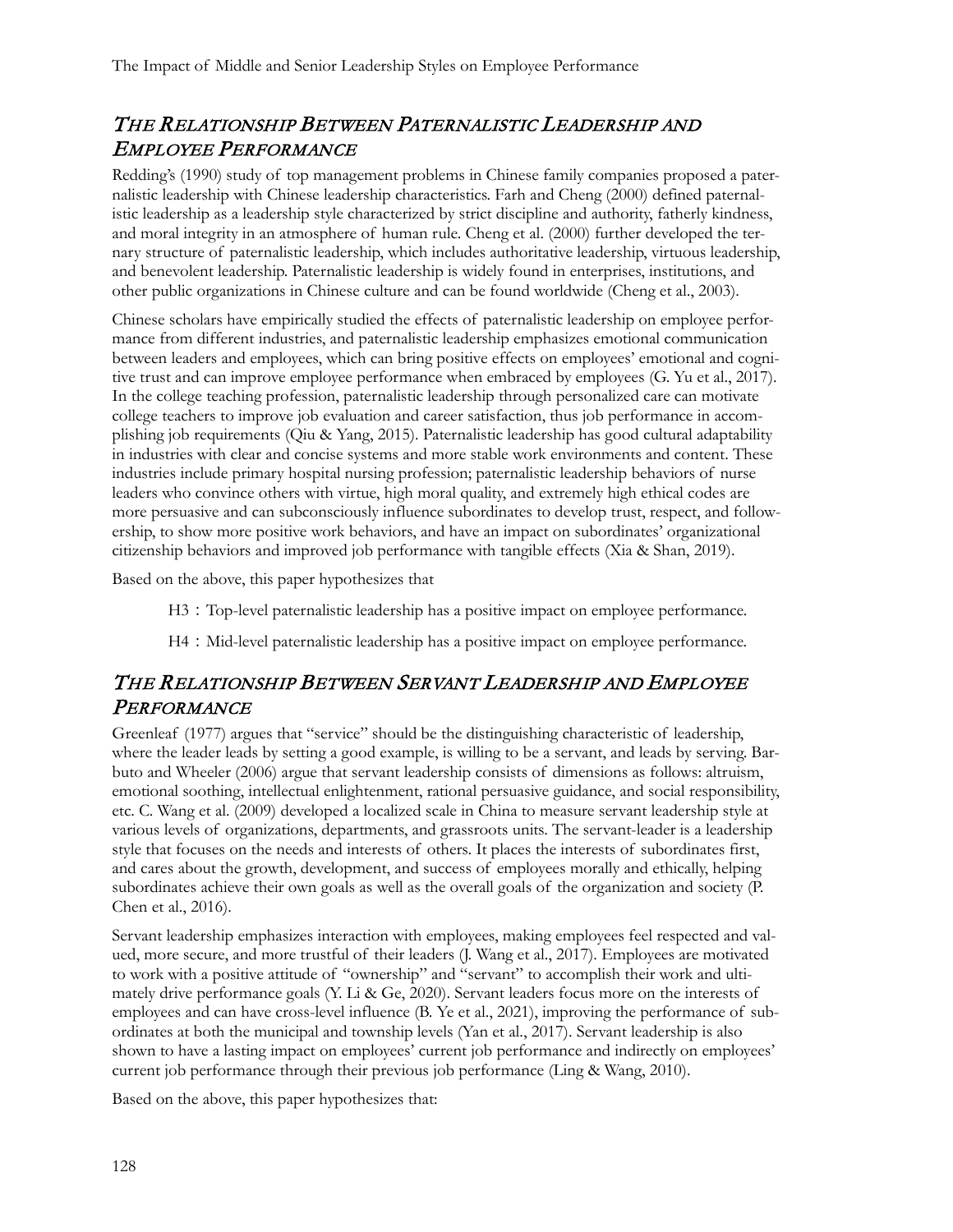## The Relationship Between Paternalistic Leadership and Employee Performance

Redding's (1990) study of top management problems in Chinese family companies proposed a paternalistic leadership with Chinese leadership characteristics. Farh and Cheng (2000) defined paternalistic leadership as a leadership style characterized by strict discipline and authority, fatherly kindness, and moral integrity in an atmosphere of human rule. Cheng et al. (2000) further developed the ternary structure of paternalistic leadership, which includes authoritative leadership, virtuous leadership, and benevolent leadership. Paternalistic leadership is widely found in enterprises, institutions, and other public organizations in Chinese culture and can be found worldwide (Cheng et al., 2003).

Chinese scholars have empirically studied the effects of paternalistic leadership on employee performance from different industries, and paternalistic leadership emphasizes emotional communication between leaders and employees, which can bring positive effects on employees' emotional and cognitive trust and can improve employee performance when embraced by employees (G. Yu et al., 2017). In the college teaching profession, paternalistic leadership through personalized care can motivate college teachers to improve job evaluation and career satisfaction, thus job performance in accomplishing job requirements (Qiu & Yang, 2015). Paternalistic leadership has good cultural adaptability in industries with clear and concise systems and more stable work environments and content. These industries include primary hospital nursing profession; paternalistic leadership behaviors of nurse leaders who convince others with virtue, high moral quality, and extremely high ethical codes are more persuasive and can subconsciously influence subordinates to develop trust, respect, and followership, to show more positive work behaviors, and have an impact on subordinates' organizational citizenship behaviors and improved job performance with tangible effects (Xia & Shan, 2019).

Based on the above, this paper hypothesizes that

> H3：Top-level paternalistic leadership has a positive impact on employee performance.
>
> H4：Mid-level paternalistic leadership has a positive impact on employee performance.

## The Relationship Between Servant Leadership and Employee Performance

Greenleaf (1977) argues that "service" should be the distinguishing characteristic of leadership, where the leader leads by setting a good example, is willing to be a servant, and leads by serving. Barbuto and Wheeler (2006) argue that servant leadership consists of dimensions as follows: altruism, emotional soothing, intellectual enlightenment, rational persuasive guidance, and social responsibility, etc. C. Wang et al. (2009) developed a localized scale in China to measure servant leadership style at various levels of organizations, departments, and grassroots units. The servant-leader is a leadership style that focuses on the needs and interests of others. It places the interests of subordinates first, and cares about the growth, development, and success of employees morally and ethically, helping subordinates achieve their own goals as well as the overall goals of the organization and society (P. Chen et al., 2016).

Servant leadership emphasizes interaction with employees, making employees feel respected and valued, more secure, and more trustful of their leaders (J. Wang et al., 2017). Employees are motivated to work with a positive attitude of "ownership" and "servant" to accomplish their work and ultimately drive performance goals (Y. Li & Ge, 2020). Servant leaders focus more on the interests of employees and can have cross-level influence (B. Ye et al., 2021), improving the performance of subordinates at both the municipal and township levels (Yan et al., 2017). Servant leadership is also shown to have a lasting impact on employees' current job performance and indirectly on employees' current job performance through their previous job performance (Ling & Wang, 2010).

Based on the above, this paper hypothesizes that: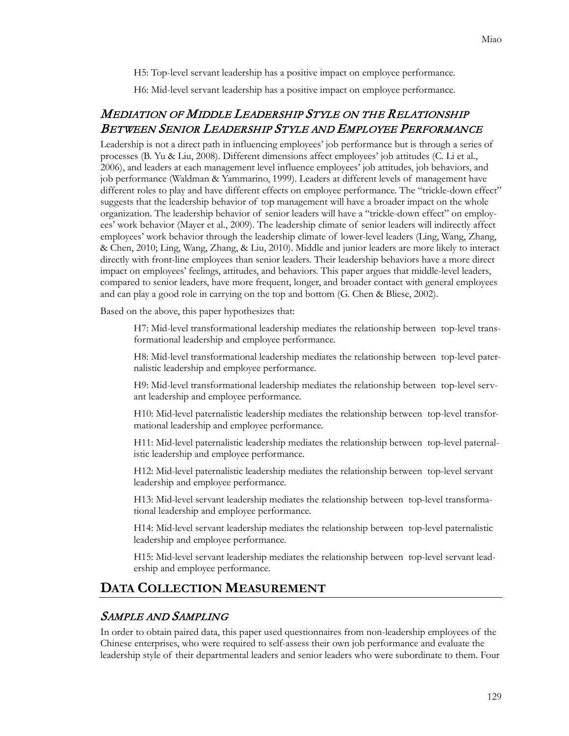H5: Top-level servant leadership has a positive impact on employee performance.

H6: Mid-level servant leadership has a positive impact on employee performance.

### *Mediation of Middle Leadership Style on the Relationship Between Senior Leadership Style and Employee Performance*

Leadership is not a direct path in influencing employees' job performance but is through a series of processes (B. Yu & Liu, 2008). Different dimensions affect employees' job attitudes (C. Li et al., 2006), and leaders at each management level influence employees' job attitudes, job behaviors, and job performance (Waldman & Yammarino, 1999). Leaders at different levels of management have different roles to play and have different effects on employee performance. The "trickle-down effect" suggests that the leadership behavior of top management will have a broader impact on the whole organization. The leadership behavior of senior leaders will have a "trickle-down effect" on employees' work behavior (Mayer et al., 2009). The leadership climate of senior leaders will indirectly affect employees' work behavior through the leadership climate of lower-level leaders (Ling, Wang, Zhang, & Chen, 2010; Ling, Wang, Zhang, & Liu, 2010). Middle and junior leaders are more likely to interact directly with front-line employees than senior leaders. Their leadership behaviors have a more direct impact on employees' feelings, attitudes, and behaviors. This paper argues that middle-level leaders, compared to senior leaders, have more frequent, longer, and broader contact with general employees and can play a good role in carrying on the top and bottom (G. Chen & Bliese, 2002).

Based on the above, this paper hypothesizes that:

H7: Mid-level transformational leadership mediates the relationship between top-level transformational leadership and employee performance.

H8: Mid-level transformational leadership mediates the relationship between top-level paternalistic leadership and employee performance.

H9: Mid-level transformational leadership mediates the relationship between top-level servant leadership and employee performance.

H10: Mid-level paternalistic leadership mediates the relationship between top-level transformational leadership and employee performance.

H11: Mid-level paternalistic leadership mediates the relationship between top-level paternalistic leadership and employee performance.

H12: Mid-level paternalistic leadership mediates the relationship between top-level servant leadership and employee performance.

H13: Mid-level servant leadership mediates the relationship between top-level transformational leadership and employee performance.

H14: Mid-level servant leadership mediates the relationship between top-level paternalistic leadership and employee performance.

H15: Mid-level servant leadership mediates the relationship between top-level servant leadership and employee performance.

## Data Collection Measurement

### *Sample and Sampling*

In order to obtain paired data, this paper used questionnaires from non-leadership employees of the Chinese enterprises, who were required to self-assess their own job performance and evaluate the leadership style of their departmental leaders and senior leaders who were subordinate to them. Four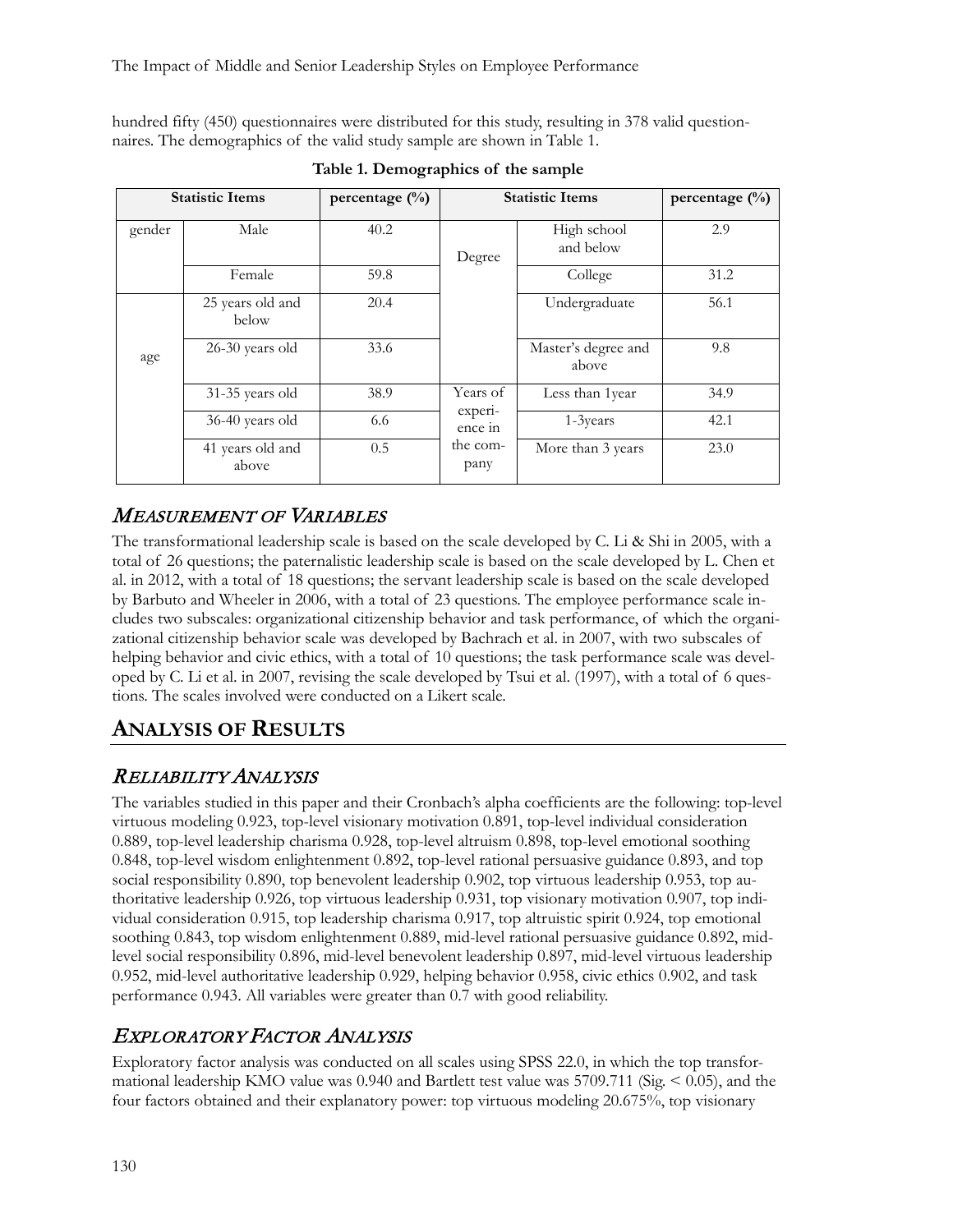hundred fifty (450) questionnaires were distributed for this study, resulting in 378 valid questionnaires. The demographics of the valid study sample are shown in Table 1.

**Table 1. Demographics of the sample**

| Statistic Items | | percentage (%) | Statistic Items | | percentage (%) |
|---|---|---|---|---|---|
| gender | Male | 40.2 | Degree | High school and below | 2.9 |
| | Female | 59.8 | | College | 31.2 |
| age | 25 years old and below | 20.4 | | Undergraduate | 56.1 |
| | 26-30 years old | 33.6 | | Master's degree and above | 9.8 |
| | 31-35 years old | 38.9 | Years of experience in the company | Less than 1year | 34.9 |
| | 36-40 years old | 6.6 | | 1-3years | 42.1 |
| | 41 years old and above | 0.5 | | More than 3 years | 23.0 |

## *Measurement of Variables*

The transformational leadership scale is based on the scale developed by C. Li & Shi in 2005, with a total of 26 questions; the paternalistic leadership scale is based on the scale developed by L. Chen et al. in 2012, with a total of 18 questions; the servant leadership scale is based on the scale developed by Barbuto and Wheeler in 2006, with a total of 23 questions. The employee performance scale includes two subscales: organizational citizenship behavior and task performance, of which the organizational citizenship behavior scale was developed by Bachrach et al. in 2007, with two subscales of helping behavior and civic ethics, with a total of 10 questions; the task performance scale was developed by C. Li et al. in 2007, revising the scale developed by Tsui et al. (1997), with a total of 6 questions. The scales involved were conducted on a Likert scale.

# Analysis of Results

## *Reliability Analysis*

The variables studied in this paper and their Cronbach's alpha coefficients are the following: top-level virtuous modeling 0.923, top-level visionary motivation 0.891, top-level individual consideration 0.889, top-level leadership charisma 0.928, top-level altruism 0.898, top-level emotional soothing 0.848, top-level wisdom enlightenment 0.892, top-level rational persuasive guidance 0.893, and top social responsibility 0.890, top benevolent leadership 0.902, top virtuous leadership 0.953, top authoritative leadership 0.926, top virtuous leadership 0.931, top visionary motivation 0.907, top individual consideration 0.915, top leadership charisma 0.917, top altruistic spirit 0.924, top emotional soothing 0.843, top wisdom enlightenment 0.889, mid-level rational persuasive guidance 0.892, mid-level social responsibility 0.896, mid-level benevolent leadership 0.897, mid-level virtuous leadership 0.952, mid-level authoritative leadership 0.929, helping behavior 0.958, civic ethics 0.902, and task performance 0.943. All variables were greater than 0.7 with good reliability.

## *Exploratory Factor Analysis*

Exploratory factor analysis was conducted on all scales using SPSS 22.0, in which the top transformational leadership KMO value was 0.940 and Bartlett test value was 5709.711 (Sig. $< 0.05$), and the four factors obtained and their explanatory power: top virtuous modeling 20.675%, top visionary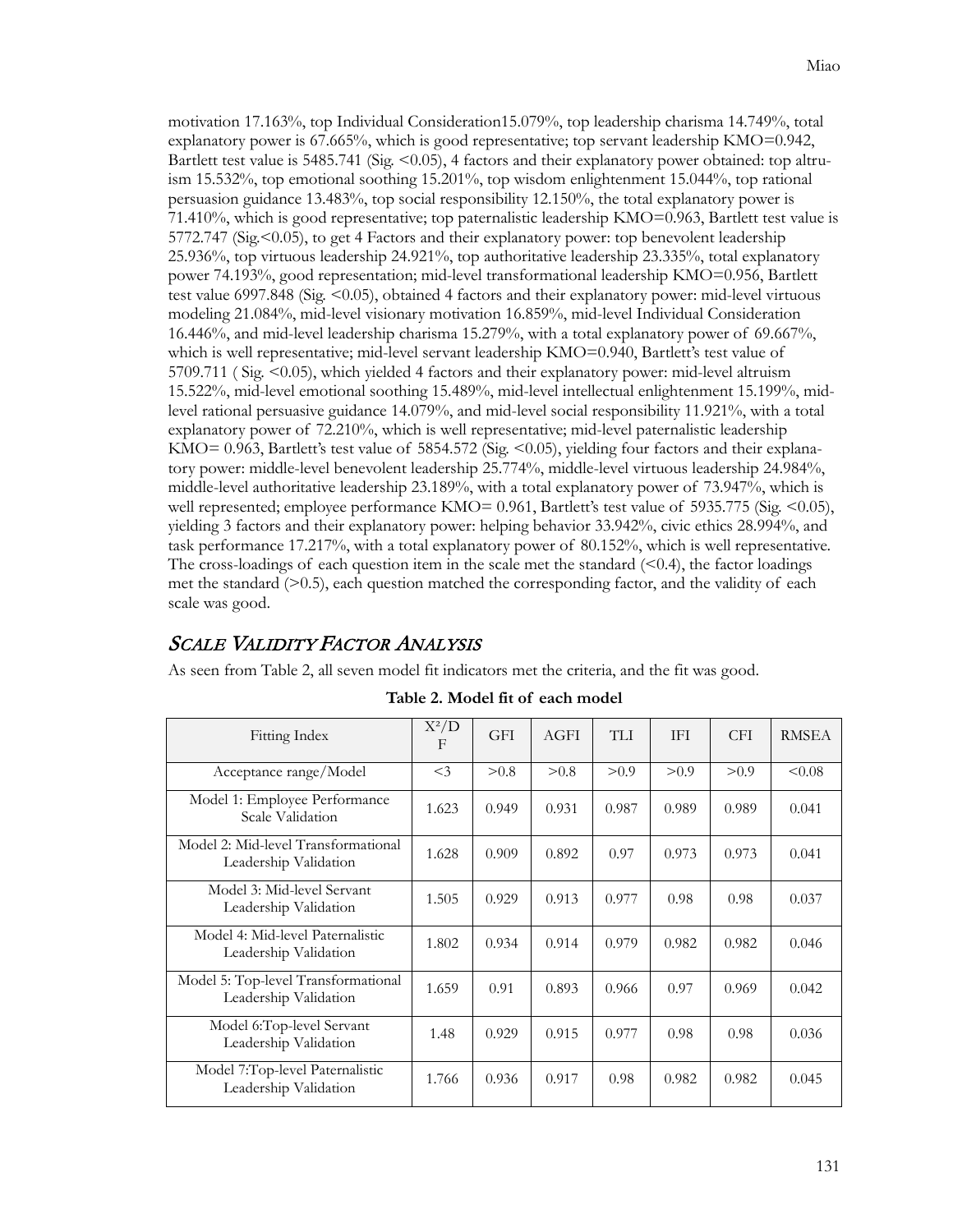motivation 17.163%, top Individual Consideration15.079%, top leadership charisma 14.749%, total explanatory power is 67.665%, which is good representative; top servant leadership KMO=0.942, Bartlett test value is 5485.741 (Sig. <0.05), 4 factors and their explanatory power obtained: top altruism 15.532%, top emotional soothing 15.201%, top wisdom enlightenment 15.044%, top rational persuasion guidance 13.483%, top social responsibility 12.150%, the total explanatory power is 71.410%, which is good representative; top paternalistic leadership KMO=0.963, Bartlett test value is 5772.747 (Sig.<0.05), to get 4 Factors and their explanatory power: top benevolent leadership 25.936%, top virtuous leadership 24.921%, top authoritative leadership 23.335%, total explanatory power 74.193%, good representation; mid-level transformational leadership KMO=0.956, Bartlett test value 6997.848 (Sig. <0.05), obtained 4 factors and their explanatory power: mid-level virtuous modeling 21.084%, mid-level visionary motivation 16.859%, mid-level Individual Consideration 16.446%, and mid-level leadership charisma 15.279%, with a total explanatory power of 69.667%, which is well representative; mid-level servant leadership KMO=0.940, Bartlett's test value of 5709.711 ( Sig. <0.05), which yielded 4 factors and their explanatory power: mid-level altruism 15.522%, mid-level emotional soothing 15.489%, mid-level intellectual enlightenment 15.199%, mid-level rational persuasive guidance 14.079%, and mid-level social responsibility 11.921%, with a total explanatory power of 72.210%, which is well representative; mid-level paternalistic leadership KMO= 0.963, Bartlett's test value of 5854.572 (Sig. <0.05), yielding four factors and their explanatory power: middle-level benevolent leadership 25.774%, middle-level virtuous leadership 24.984%, middle-level authoritative leadership 23.189%, with a total explanatory power of 73.947%, which is well represented; employee performance KMO= 0.961, Bartlett's test value of 5935.775 (Sig. <0.05), yielding 3 factors and their explanatory power: helping behavior 33.942%, civic ethics 28.994%, and task performance 17.217%, with a total explanatory power of 80.152%, which is well representative. The cross-loadings of each question item in the scale met the standard (<0.4), the factor loadings met the standard (>0.5), each question matched the corresponding factor, and the validity of each scale was good.

## *Scale Validity Factor Analysis*

As seen from Table 2, all seven model fit indicators met the criteria, and the fit was good.

**Table 2. Model fit of each model**

| Fitting Index | $X^2$/DF | GFI | AGFI | TLI | IFI | CFI | RMSEA |
|---|---|---|---|---|---|---|---|
| Acceptance range/Model | <3 | >0.8 | >0.8 | >0.9 | >0.9 | >0.9 | <0.08 |
| Model 1: Employee Performance Scale Validation | 1.623 | 0.949 | 0.931 | 0.987 | 0.989 | 0.989 | 0.041 |
| Model 2: Mid-level Transformational Leadership Validation | 1.628 | 0.909 | 0.892 | 0.97 | 0.973 | 0.973 | 0.041 |
| Model 3: Mid-level Servant Leadership Validation | 1.505 | 0.929 | 0.913 | 0.977 | 0.98 | 0.98 | 0.037 |
| Model 4: Mid-level Paternalistic Leadership Validation | 1.802 | 0.934 | 0.914 | 0.979 | 0.982 | 0.982 | 0.046 |
| Model 5: Top-level Transformational Leadership Validation | 1.659 | 0.91 | 0.893 | 0.966 | 0.97 | 0.969 | 0.042 |
| Model 6:Top-level Servant Leadership Validation | 1.48 | 0.929 | 0.915 | 0.977 | 0.98 | 0.98 | 0.036 |
| Model 7:Top-level Paternalistic Leadership Validation | 1.766 | 0.936 | 0.917 | 0.98 | 0.982 | 0.982 | 0.045 |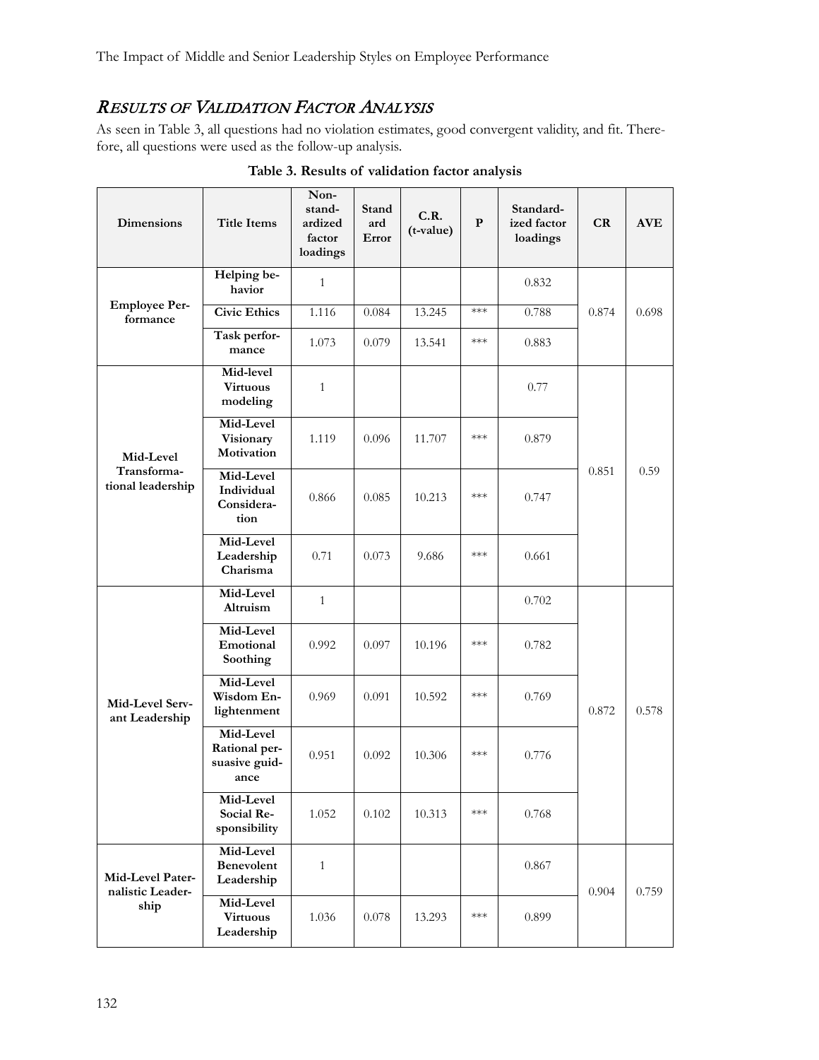## *Results of Validation Factor Analysis*

As seen in Table 3, all questions had no violation estimates, good convergent validity, and fit. Therefore, all questions were used as the follow-up analysis.

**Table 3. Results of validation factor analysis**

| Dimensions | Title Items | Non-standardized factor loadings | Standard Error | C.R. (t-value) | P | Standardized factor loadings | CR | AVE |
|---|---|---|---|---|---|---|---|---|
| Employee Performance | Helping behavior | 1 | | | | 0.832 | 0.874 | 0.698 |
| | Civic Ethics | 1.116 | 0.084 | 13.245 | *** | 0.788 | | |
| | Task performance | 1.073 | 0.079 | 13.541 | *** | 0.883 | | |
| Mid-Level Transformational leadership | Mid-level Virtuous modeling | 1 | | | | 0.77 | 0.851 | 0.59 |
| | Mid-Level Visionary Motivation | 1.119 | 0.096 | 11.707 | *** | 0.879 | | |
| | Mid-Level Individual Consideration | 0.866 | 0.085 | 10.213 | *** | 0.747 | | |
| | Mid-Level Leadership Charisma | 0.71 | 0.073 | 9.686 | *** | 0.661 | | |
| Mid-Level Servant Leadership | Mid-Level Altruism | 1 | | | | 0.702 | 0.872 | 0.578 |
| | Mid-Level Emotional Soothing | 0.992 | 0.097 | 10.196 | *** | 0.782 | | |
| | Mid-Level Wisdom Enlightenment | 0.969 | 0.091 | 10.592 | *** | 0.769 | | |
| | Mid-Level Rational persuasive guidance | 0.951 | 0.092 | 10.306 | *** | 0.776 | | |
| | Mid-Level Social Responsibility | 1.052 | 0.102 | 10.313 | *** | 0.768 | | |
| Mid-Level Paternalistic Leadership | Mid-Level Benevolent Leadership | 1 | | | | 0.867 | 0.904 | 0.759 |
| | Mid-Level Virtuous Leadership | 1.036 | 0.078 | 13.293 | *** | 0.899 | | |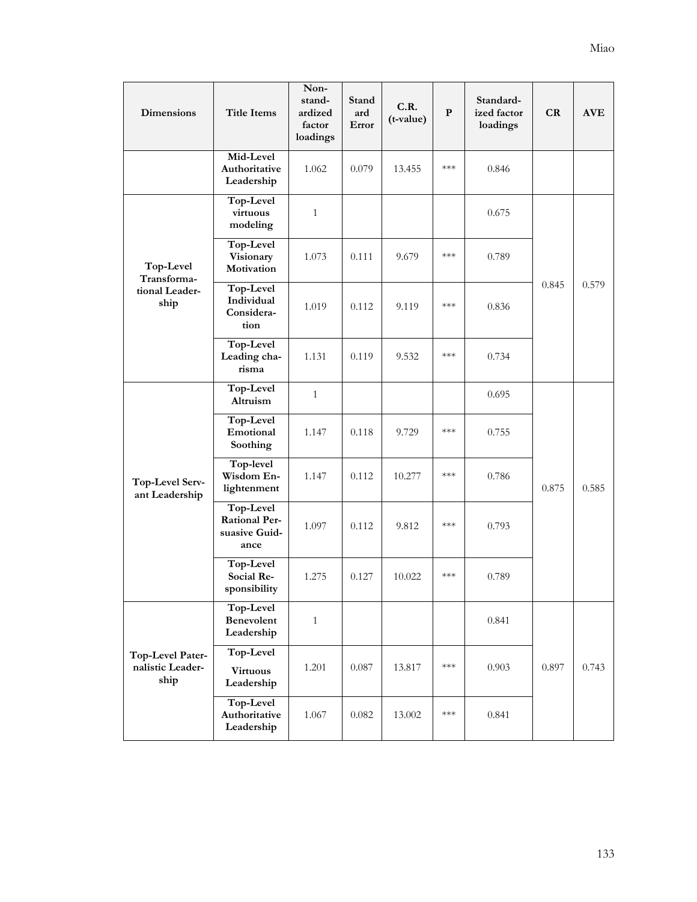| Dimensions | Title Items | Non-standardized factor loadings | Standard Error | C.R. (t-value) | P | Standardized factor loadings | CR | AVE |
|---|---|---|---|---|---|---|---|---|
| | Mid-Level Authoritative Leadership | 1.062 | 0.079 | 13.455 | *** | 0.846 | | |
| Top-Level Transformational Leadership | Top-Level virtuous modeling | 1 | | | | 0.675 | 0.845 | 0.579 |
| | Top-Level Visionary Motivation | 1.073 | 0.111 | 9.679 | *** | 0.789 | | |
| | Top-Level Individual Consideration | 1.019 | 0.112 | 9.119 | *** | 0.836 | | |
| | Top-Level Leading charisma | 1.131 | 0.119 | 9.532 | *** | 0.734 | | |
| Top-Level Servant Leadership | Top-Level Altruism | 1 | | | | 0.695 | 0.875 | 0.585 |
| | Top-Level Emotional Soothing | 1.147 | 0.118 | 9.729 | *** | 0.755 | | |
| | Top-level Wisdom Enlightenment | 1.147 | 0.112 | 10.277 | *** | 0.786 | | |
| | Top-Level Rational Persuasive Guidance | 1.097 | 0.112 | 9.812 | *** | 0.793 | | |
| | Top-Level Social Responsibility | 1.275 | 0.127 | 10.022 | *** | 0.789 | | |
| Top-Level Paternalistic Leadership | Top-Level Benevolent Leadership | 1 | | | | 0.841 | 0.897 | 0.743 |
| | Top-Level Virtuous Leadership | 1.201 | 0.087 | 13.817 | *** | 0.903 | | |
| | Top-Level Authoritative Leadership | 1.067 | 0.082 | 13.002 | *** | 0.841 | | |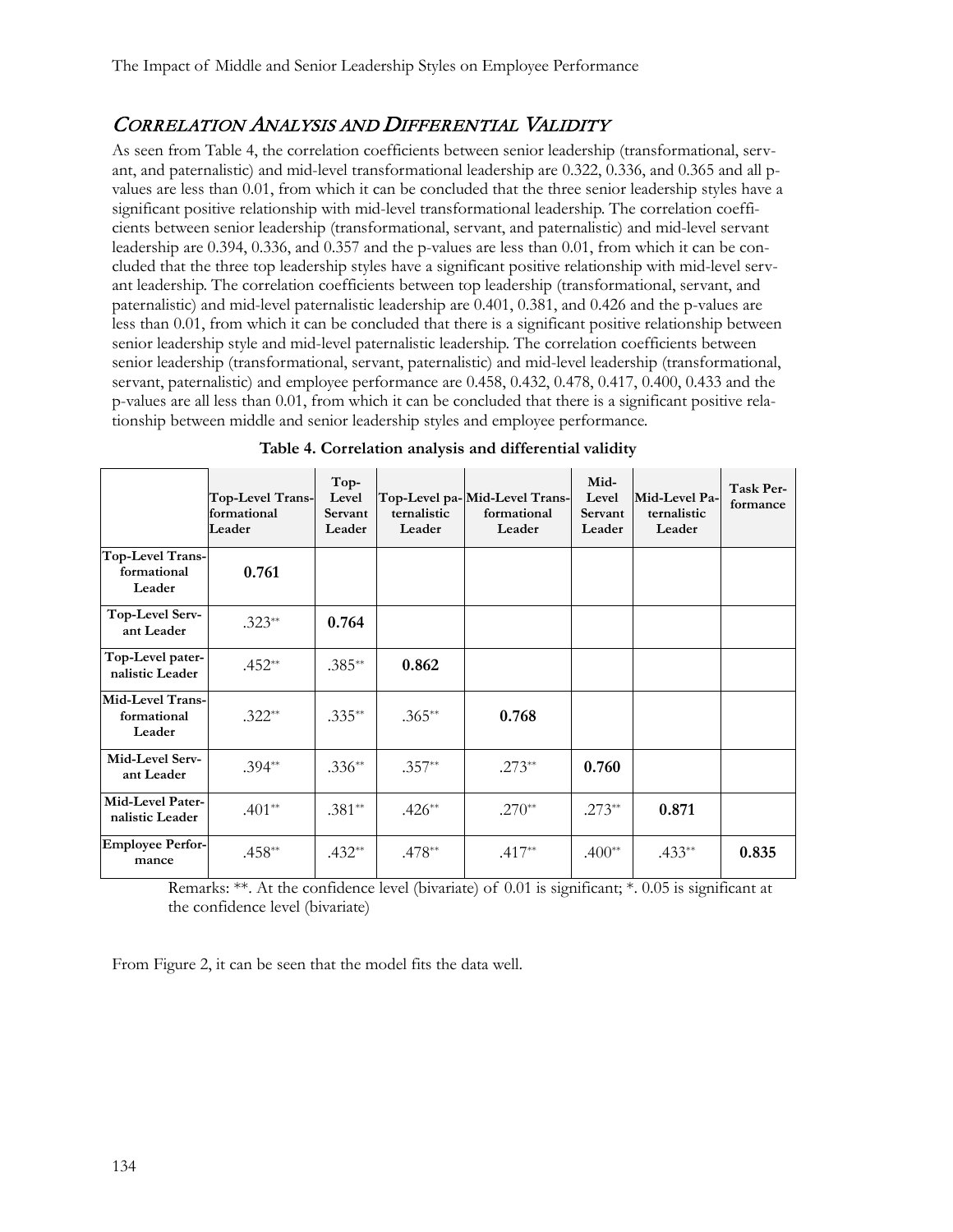## Correlation Analysis and Differential Validity

As seen from Table 4, the correlation coefficients between senior leadership (transformational, servant, and paternalistic) and mid-level transformational leadership are 0.322, 0.336, and 0.365 and all p-values are less than 0.01, from which it can be concluded that the three senior leadership styles have a significant positive relationship with mid-level transformational leadership. The correlation coefficients between senior leadership (transformational, servant, and paternalistic) and mid-level servant leadership are 0.394, 0.336, and 0.357 and the p-values are less than 0.01, from which it can be concluded that the three top leadership styles have a significant positive relationship with mid-level servant leadership. The correlation coefficients between top leadership (transformational, servant, and paternalistic) and mid-level paternalistic leadership are 0.401, 0.381, and 0.426 and the p-values are less than 0.01, from which it can be concluded that there is a significant positive relationship between senior leadership style and mid-level paternalistic leadership. The correlation coefficients between senior leadership (transformational, servant, paternalistic) and mid-level leadership (transformational, servant, paternalistic) and employee performance are 0.458, 0.432, 0.478, 0.417, 0.400, 0.433 and the p-values are all less than 0.01, from which it can be concluded that there is a significant positive relationship between middle and senior leadership styles and employee performance.

**Table 4. Correlation analysis and differential validity**

| | Top-Level Transformational Leader | Top-Level Servant Leader | Top-Level paternalistic Leader | Mid-Level Transformational Leader | Mid-Level Servant Leader | Mid-Level Paternalistic Leader | Task Performance |
|---|---|---|---|---|---|---|---|
| **Top-Level Transformational Leader** | **0.761** | | | | | | |
| **Top-Level Servant Leader** | .323** | **0.764** | | | | | |
| **Top-Level paternalistic Leader** | .452** | .385** | **0.862** | | | | |
| **Mid-Level Transformational Leader** | .322** | .335** | .365** | **0.768** | | | |
| **Mid-Level Servant Leader** | .394** | .336** | .357** | .273** | **0.760** | | |
| **Mid-Level Paternalistic Leader** | .401** | .381** | .426** | .270** | .273** | **0.871** | |
| **Employee Performance** | .458** | .432** | .478** | .417** | .400** | .433** | **0.835** |

Remarks: **. At the confidence level (bivariate) of 0.01 is significant; *. 0.05 is significant at the confidence level (bivariate)

From Figure 2, it can be seen that the model fits the data well.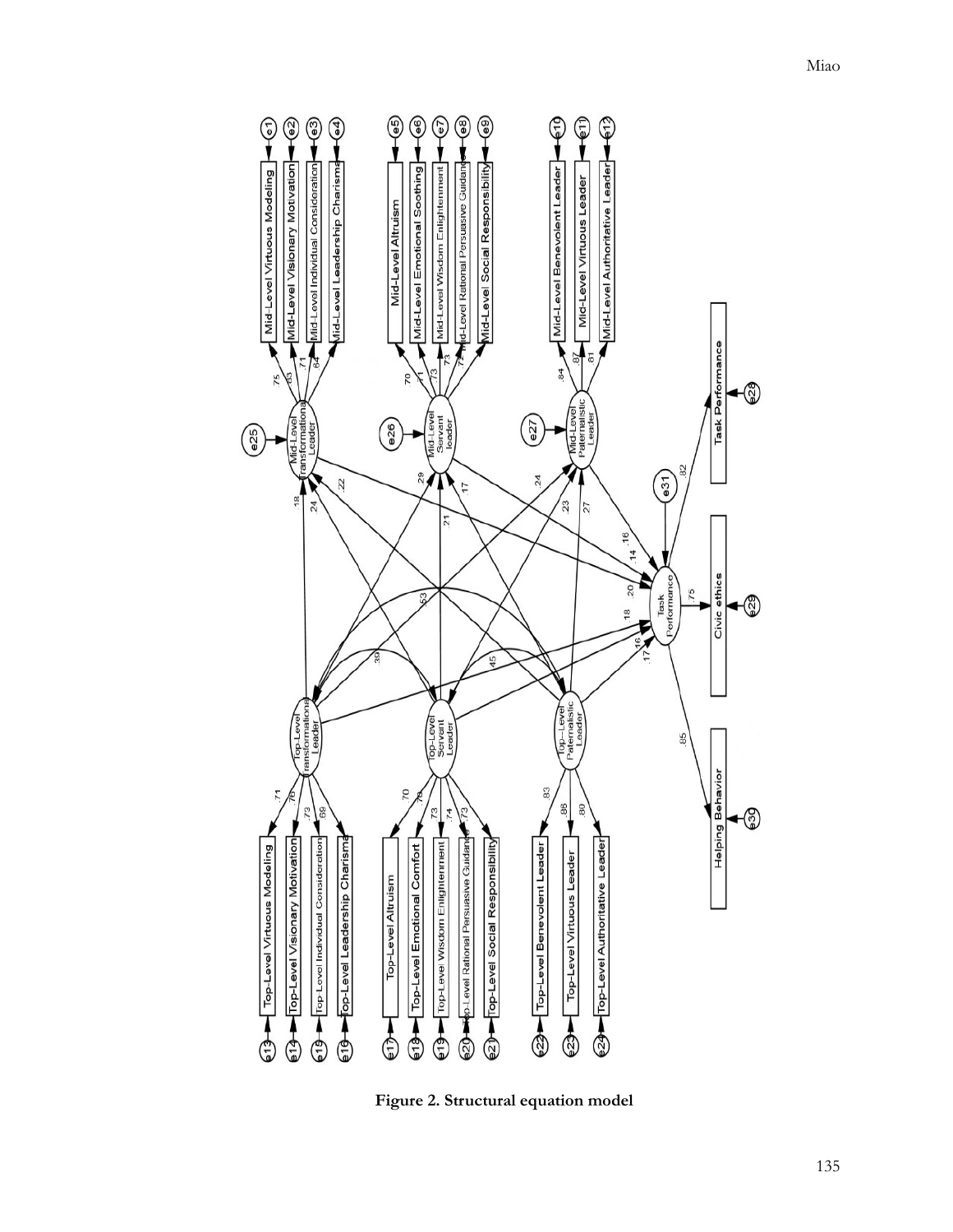**Figure 2. Structural equation model**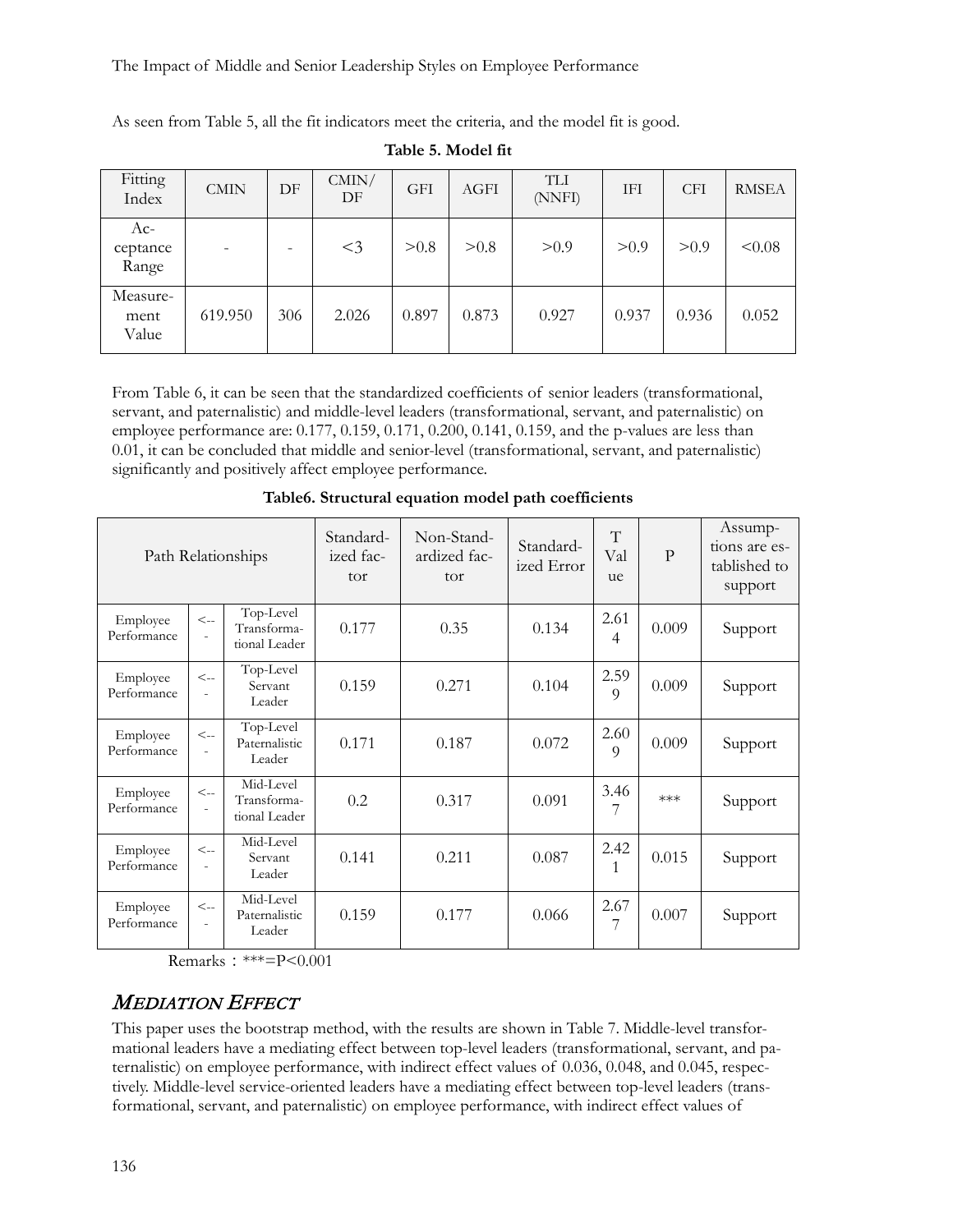As seen from Table 5, all the fit indicators meet the criteria, and the model fit is good.

**Table 5. Model fit**

| Fitting Index | CMIN | DF | CMIN/DF | GFI | AGFI | TLI (NNFI) | IFI | CFI | RMSEA |
|---|---|---|---|---|---|---|---|---|---|
| Acceptance Range | - | - | <3 | >0.8 | >0.8 | >0.9 | >0.9 | >0.9 | <0.08 |
| Measurement Value | 619.950 | 306 | 2.026 | 0.897 | 0.873 | 0.927 | 0.937 | 0.936 | 0.052 |

From Table 6, it can be seen that the standardized coefficients of senior leaders (transformational, servant, and paternalistic) and middle-level leaders (transformational, servant, and paternalistic) on employee performance are: 0.177, 0.159, 0.171, 0.200, 0.141, 0.159, and the p-values are less than 0.01, it can be concluded that middle and senior-level (transformational, servant, and paternalistic) significantly and positively affect employee performance.

**Table6. Structural equation model path coefficients**

| Path Relationships | | | Standardized factor | Non-Standardized factor | Standardized Error | T Value | P | Assumptions are established to support |
|---|---|---|---|---|---|---|---|---|
| Employee Performance | <--- | Top-Level Transformational Leader | 0.177 | 0.35 | 0.134 | 2.614 | 0.009 | Support |
| Employee Performance | <--- | Top-Level Servant Leader | 0.159 | 0.271 | 0.104 | 2.599 | 0.009 | Support |
| Employee Performance | <--- | Top-Level Paternalistic Leader | 0.171 | 0.187 | 0.072 | 2.609 | 0.009 | Support |
| Employee Performance | <--- | Mid-Level Transformational Leader | 0.2 | 0.317 | 0.091 | 3.467 | *** | Support |
| Employee Performance | <--- | Mid-Level Servant Leader | 0.141 | 0.211 | 0.087 | 2.421 | 0.015 | Support |
| Employee Performance | <--- | Mid-Level Paternalistic Leader | 0.159 | 0.177 | 0.066 | 2.677 | 0.007 | Support |

Remarks：***=P<0.001

## *MEDIATION EFFECT*

This paper uses the bootstrap method, with the results are shown in Table 7. Middle-level transformational leaders have a mediating effect between top-level leaders (transformational, servant, and paternalistic) on employee performance, with indirect effect values of 0.036, 0.048, and 0.045, respectively. Middle-level service-oriented leaders have a mediating effect between top-level leaders (transformational, servant, and paternalistic) on employee performance, with indirect effect values of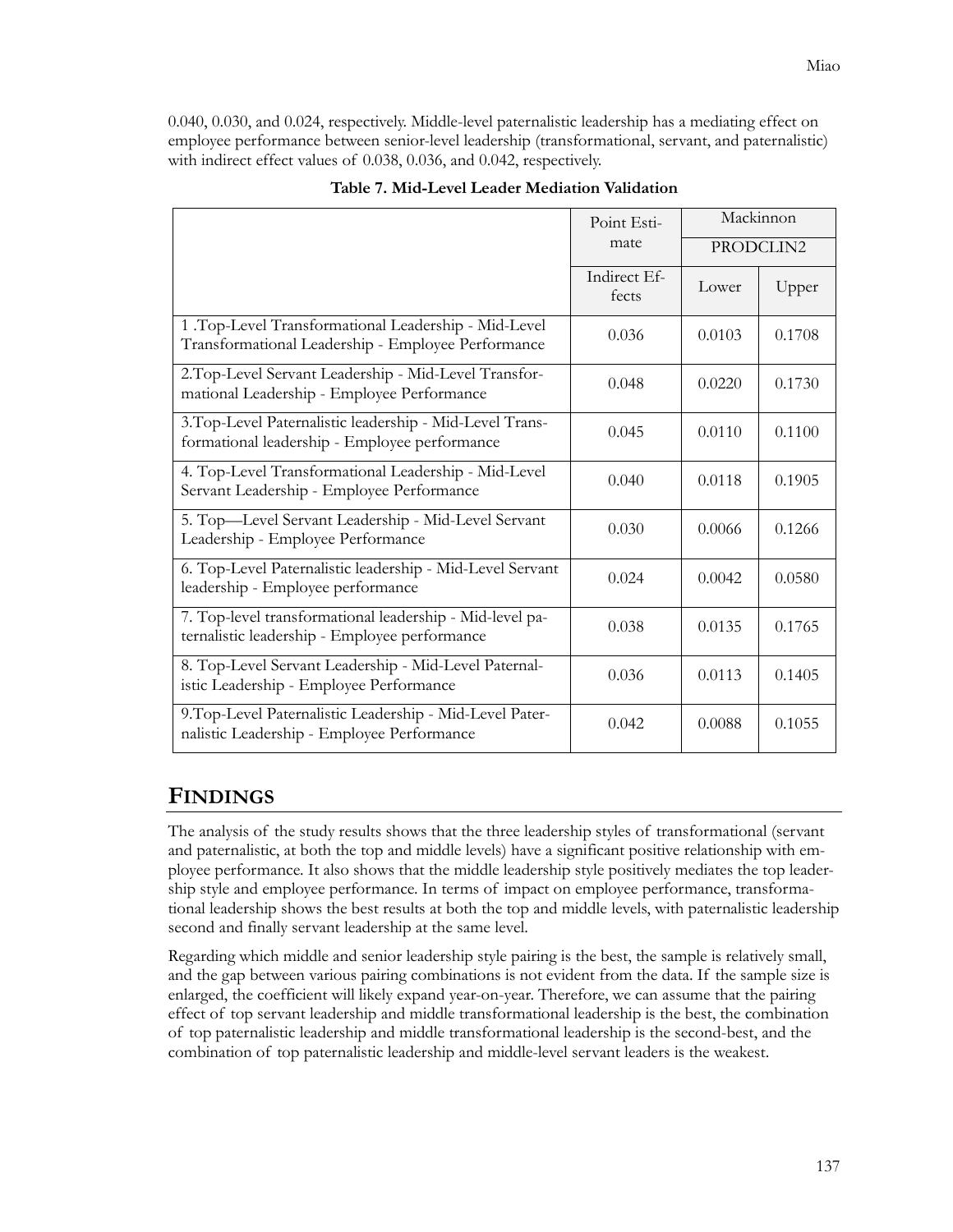0.040, 0.030, and 0.024, respectively. Middle-level paternalistic leadership has a mediating effect on employee performance between senior-level leadership (transformational, servant, and paternalistic) with indirect effect values of 0.038, 0.036, and 0.042, respectively.

**Table 7. Mid-Level Leader Mediation Validation**

| | Point Estimate | Mackinnon PRODCLIN2 | |
|---|---|---|---|
| | Indirect Effects | Lower | Upper |
| 1 .Top-Level Transformational Leadership - Mid-Level Transformational Leadership - Employee Performance | 0.036 | 0.0103 | 0.1708 |
| 2.Top-Level Servant Leadership - Mid-Level Transformational Leadership - Employee Performance | 0.048 | 0.0220 | 0.1730 |
| 3.Top-Level Paternalistic leadership - Mid-Level Transformational leadership - Employee performance | 0.045 | 0.0110 | 0.1100 |
| 4. Top-Level Transformational Leadership - Mid-Level Servant Leadership - Employee Performance | 0.040 | 0.0118 | 0.1905 |
| 5. Top—Level Servant Leadership - Mid-Level Servant Leadership - Employee Performance | 0.030 | 0.0066 | 0.1266 |
| 6. Top-Level Paternalistic leadership - Mid-Level Servant leadership - Employee performance | 0.024 | 0.0042 | 0.0580 |
| 7. Top-level transformational leadership - Mid-level paternalistic leadership - Employee performance | 0.038 | 0.0135 | 0.1765 |
| 8. Top-Level Servant Leadership - Mid-Level Paternalistic Leadership - Employee Performance | 0.036 | 0.0113 | 0.1405 |
| 9.Top-Level Paternalistic Leadership - Mid-Level Paternalistic Leadership - Employee Performance | 0.042 | 0.0088 | 0.1055 |

## FINDINGS

The analysis of the study results shows that the three leadership styles of transformational (servant and paternalistic, at both the top and middle levels) have a significant positive relationship with employee performance. It also shows that the middle leadership style positively mediates the top leadership style and employee performance. In terms of impact on employee performance, transformational leadership shows the best results at both the top and middle levels, with paternalistic leadership second and finally servant leadership at the same level.

Regarding which middle and senior leadership style pairing is the best, the sample is relatively small, and the gap between various pairing combinations is not evident from the data. If the sample size is enlarged, the coefficient will likely expand year-on-year. Therefore, we can assume that the pairing effect of top servant leadership and middle transformational leadership is the best, the combination of top paternalistic leadership and middle transformational leadership is the second-best, and the combination of top paternalistic leadership and middle-level servant leaders is the weakest.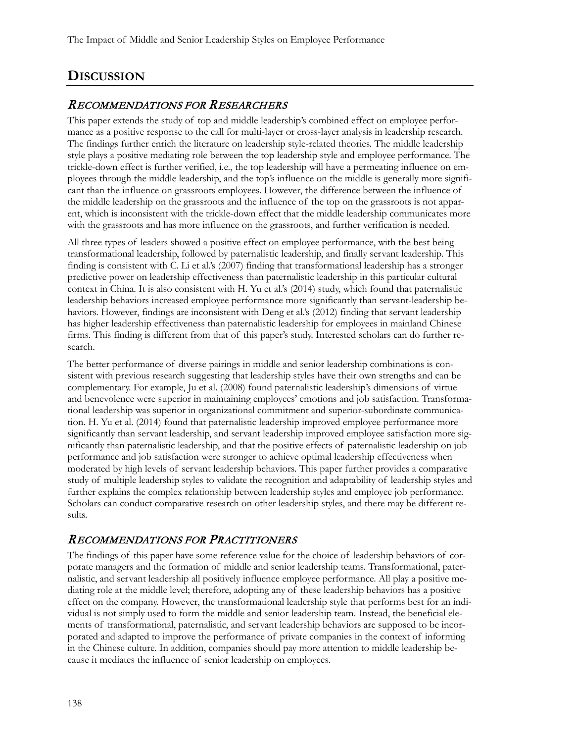## DISCUSSION

### RECOMMENDATIONS FOR RESEARCHERS

This paper extends the study of top and middle leadership's combined effect on employee performance as a positive response to the call for multi-layer or cross-layer analysis in leadership research. The findings further enrich the literature on leadership style-related theories. The middle leadership style plays a positive mediating role between the top leadership style and employee performance. The trickle-down effect is further verified, i.e., the top leadership will have a permeating influence on employees through the middle leadership, and the top's influence on the middle is generally more significant than the influence on grassroots employees. However, the difference between the influence of the middle leadership on the grassroots and the influence of the top on the grassroots is not apparent, which is inconsistent with the trickle-down effect that the middle leadership communicates more with the grassroots and has more influence on the grassroots, and further verification is needed.

All three types of leaders showed a positive effect on employee performance, with the best being transformational leadership, followed by paternalistic leadership, and finally servant leadership. This finding is consistent with C. Li et al.'s (2007) finding that transformational leadership has a stronger predictive power on leadership effectiveness than paternalistic leadership in this particular cultural context in China. It is also consistent with H. Yu et al.'s (2014) study, which found that paternalistic leadership behaviors increased employee performance more significantly than servant-leadership behaviors. However, findings are inconsistent with Deng et al.'s (2012) finding that servant leadership has higher leadership effectiveness than paternalistic leadership for employees in mainland Chinese firms. This finding is different from that of this paper's study. Interested scholars can do further research.

The better performance of diverse pairings in middle and senior leadership combinations is consistent with previous research suggesting that leadership styles have their own strengths and can be complementary. For example, Ju et al. (2008) found paternalistic leadership's dimensions of virtue and benevolence were superior in maintaining employees' emotions and job satisfaction. Transformational leadership was superior in organizational commitment and superior-subordinate communication. H. Yu et al. (2014) found that paternalistic leadership improved employee performance more significantly than servant leadership, and servant leadership improved employee satisfaction more significantly than paternalistic leadership, and that the positive effects of paternalistic leadership on job performance and job satisfaction were stronger to achieve optimal leadership effectiveness when moderated by high levels of servant leadership behaviors. This paper further provides a comparative study of multiple leadership styles to validate the recognition and adaptability of leadership styles and further explains the complex relationship between leadership styles and employee job performance. Scholars can conduct comparative research on other leadership styles, and there may be different results.

### RECOMMENDATIONS FOR PRACTITIONERS

The findings of this paper have some reference value for the choice of leadership behaviors of corporate managers and the formation of middle and senior leadership teams. Transformational, paternalistic, and servant leadership all positively influence employee performance. All play a positive mediating role at the middle level; therefore, adopting any of these leadership behaviors has a positive effect on the company. However, the transformational leadership style that performs best for an individual is not simply used to form the middle and senior leadership team. Instead, the beneficial elements of transformational, paternalistic, and servant leadership behaviors are supposed to be incorporated and adapted to improve the performance of private companies in the context of informing in the Chinese culture. In addition, companies should pay more attention to middle leadership because it mediates the influence of senior leadership on employees.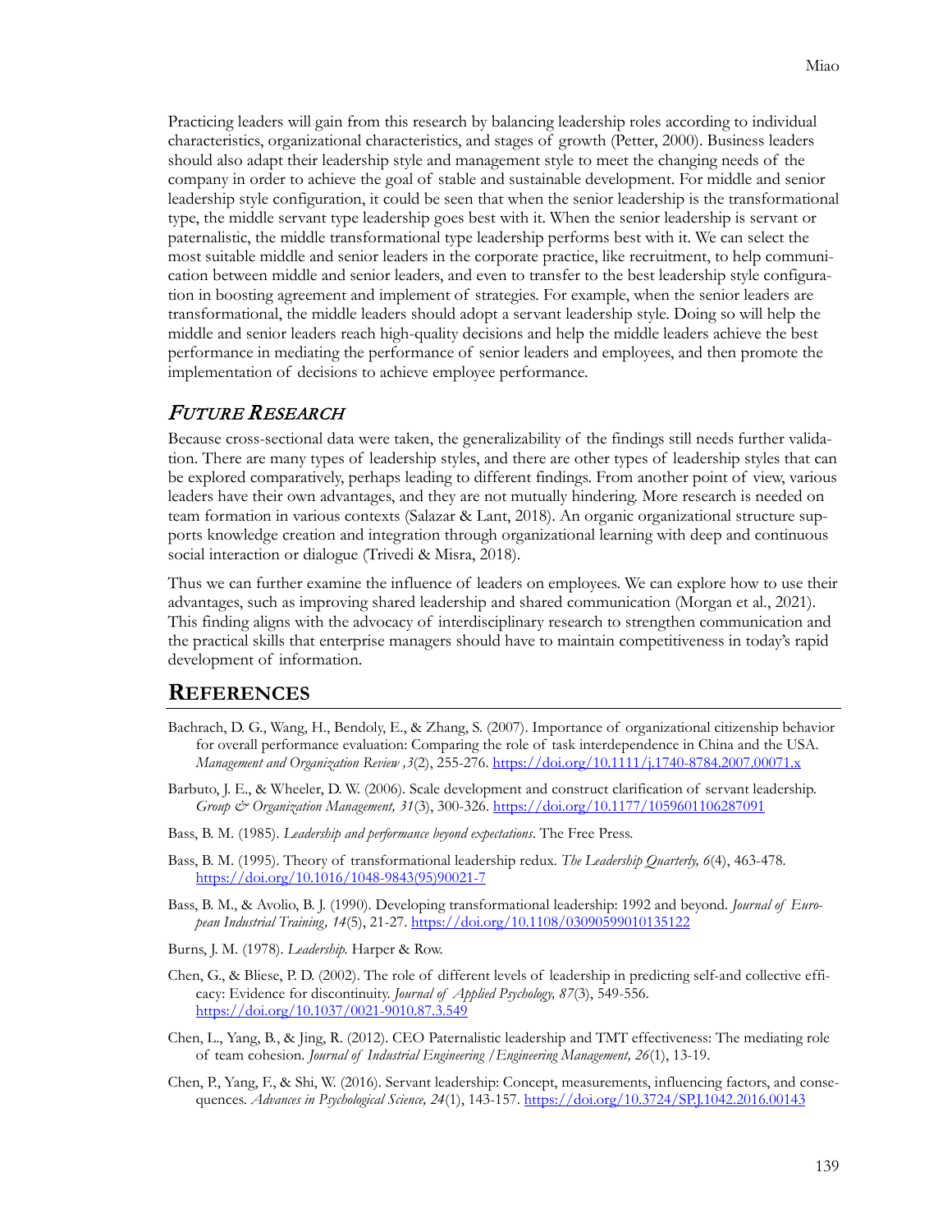Practicing leaders will gain from this research by balancing leadership roles according to individual characteristics, organizational characteristics, and stages of growth (Petter, 2000). Business leaders should also adapt their leadership style and management style to meet the changing needs of the company in order to achieve the goal of stable and sustainable development. For middle and senior leadership style configuration, it could be seen that when the senior leadership is the transformational type, the middle servant type leadership goes best with it. When the senior leadership is servant or paternalistic, the middle transformational type leadership performs best with it. We can select the most suitable middle and senior leaders in the corporate practice, like recruitment, to help communication between middle and senior leaders, and even to transfer to the best leadership style configuration in boosting agreement and implement of strategies. For example, when the senior leaders are transformational, the middle leaders should adopt a servant leadership style. Doing so will help the middle and senior leaders reach high-quality decisions and help the middle leaders achieve the best performance in mediating the performance of senior leaders and employees, and then promote the implementation of decisions to achieve employee performance.

## *Future Research*

Because cross-sectional data were taken, the generalizability of the findings still needs further validation. There are many types of leadership styles, and there are other types of leadership styles that can be explored comparatively, perhaps leading to different findings. From another point of view, various leaders have their own advantages, and they are not mutually hindering. More research is needed on team formation in various contexts (Salazar & Lant, 2018). An organic organizational structure supports knowledge creation and integration through organizational learning with deep and continuous social interaction or dialogue (Trivedi & Misra, 2018).

Thus we can further examine the influence of leaders on employees. We can explore how to use their advantages, such as improving shared leadership and shared communication (Morgan et al., 2021). This finding aligns with the advocacy of interdisciplinary research to strengthen communication and the practical skills that enterprise managers should have to maintain competitiveness in today's rapid development of information.

# References

Bachrach, D. G., Wang, H., Bendoly, E., & Zhang, S. (2007). Importance of organizational citizenship behavior for overall performance evaluation: Comparing the role of task interdependence in China and the USA. *Management and Organization Review ,3*(2), 255-276. https://doi.org/10.1111/j.1740-8784.2007.00071.x

Barbuto, J. E., & Wheeler, D. W. (2006). Scale development and construct clarification of servant leadership. *Group & Organization Management, 31*(3), 300-326. https://doi.org/10.1177/1059601106287091

Bass, B. M. (1985). *Leadership and performance beyond expectations*. The Free Press.

Bass, B. M. (1995). Theory of transformational leadership redux. *The Leadership Quarterly, 6*(4), 463-478. https://doi.org/10.1016/1048-9843(95)90021-7

Bass, B. M., & Avolio, B. J. (1990). Developing transformational leadership: 1992 and beyond. *Journal of European Industrial Training, 14*(5), 21-27. https://doi.org/10.1108/03090599010135122

Burns, J. M. (1978). *Leadership.* Harper & Row.

Chen, G., & Bliese, P. D. (2002). The role of different levels of leadership in predicting self-and collective efficacy: Evidence for discontinuity. *Journal of Applied Psychology, 87*(3), 549-556. https://doi.org/10.1037/0021-9010.87.3.549

Chen, L., Yang, B., & Jing, R. (2012). CEO Paternalistic leadership and TMT effectiveness: The mediating role of team cohesion. *Journal of Industrial Engineering /Engineering Management, 26*(1), 13-19.

Chen, P., Yang, F., & Shi, W. (2016). Servant leadership: Concept, measurements, influencing factors, and consequences. *Advances in Psychological Science, 24*(1), 143-157. https://doi.org/10.3724/SP.J.1042.2016.00143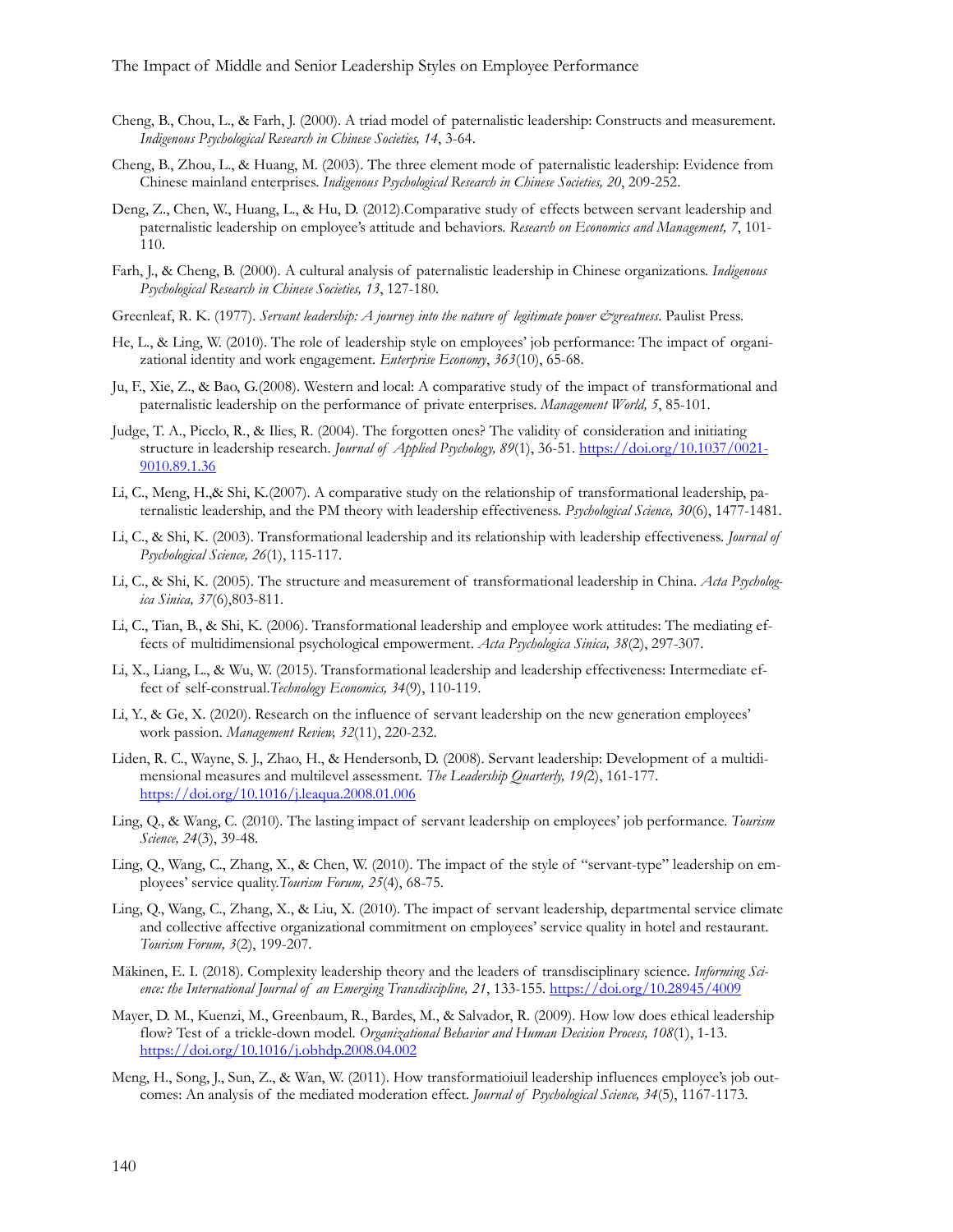Cheng, B., Chou, L., & Farh, J. (2000). A triad model of paternalistic leadership: Constructs and measurement. *Indigenous Psychological Research in Chinese Societies, 14*, 3-64.

Cheng, B., Zhou, L., & Huang, M. (2003). The three element mode of paternalistic leadership: Evidence from Chinese mainland enterprises. *Indigenous Psychological Research in Chinese Societies, 20*, 209-252.

Deng, Z., Chen, W., Huang, L., & Hu, D. (2012).Comparative study of effects between servant leadership and paternalistic leadership on employee's attitude and behaviors. *Research on Economics and Management, 7*, 101-110.

Farh, J., & Cheng, B. (2000). A cultural analysis of paternalistic leadership in Chinese organizations. *Indigenous Psychological Research in Chinese Societies, 13*, 127-180.

Greenleaf, R. K. (1977). *Servant leadership: A journey into the nature of legitimate power &greatness*. Paulist Press.

He, L., & Ling, W. (2010). The role of leadership style on employees' job performance: The impact of organizational identity and work engagement. *Enterprise Economy*, *363*(10), 65-68.

Ju, F., Xie, Z., & Bao, G.(2008). Western and local: A comparative study of the impact of transformational and paternalistic leadership on the performance of private enterprises. *Management World, 5*, 85-101.

Judge, T. A., Picclo, R., & Ilies, R. (2004). The forgotten ones? The validity of consideration and initiating structure in leadership research. *Journal of Applied Psychology, 89*(1), 36-51. https://doi.org/10.1037/0021-9010.89.1.36

Li, C., Meng, H.,& Shi, K.(2007). A comparative study on the relationship of transformational leadership, paternalistic leadership, and the PM theory with leadership effectiveness. *Psychological Science, 30*(6), 1477-1481.

Li, C., & Shi, K. (2003). Transformational leadership and its relationship with leadership effectiveness. *Journal of Psychological Science, 26*(1), 115-117.

Li, C., & Shi, K. (2005). The structure and measurement of transformational leadership in China. *Acta Psychologica Sinica, 37*(6),803-811.

Li, C., Tian, B., & Shi, K. (2006). Transformational leadership and employee work attitudes: The mediating effects of multidimensional psychological empowerment. *Acta Psychologica Sinica, 38*(2), 297-307.

Li, X., Liang, L., & Wu, W. (2015). Transformational leadership and leadership effectiveness: Intermediate effect of self-construal.*Technology Economics, 34*(9), 110-119.

Li, Y., & Ge, X. (2020). Research on the influence of servant leadership on the new generation employees' work passion. *Management Review, 32*(11), 220-232.

Liden, R. C., Wayne, S. J., Zhao, H., & Hendersonb, D. (2008). Servant leadership: Development of a multidimensional measures and multilevel assessment. *The Leadership Quarterly, 19(*2), 161-177. https://doi.org/10.1016/j.leaqua.2008.01.006

Ling, Q., & Wang, C. (2010). The lasting impact of servant leadership on employees' job performance. *Tourism Science, 24*(3), 39-48.

Ling, Q., Wang, C., Zhang, X., & Chen, W. (2010). The impact of the style of "servant-type" leadership on employees' service quality.*Tourism Forum, 25*(4), 68-75.

Ling, Q., Wang, C., Zhang, X., & Liu, X. (2010). The impact of servant leadership, departmental service climate and collective affective organizational commitment on employees' service quality in hotel and restaurant. *Tourism Forum, 3*(2), 199-207.

Mäkinen, E. I. (2018). Complexity leadership theory and the leaders of transdisciplinary science. *Informing Science: the International Journal of an Emerging Transdiscipline, 21*, 133-155. https://doi.org/10.28945/4009

Mayer, D. M., Kuenzi, M., Greenbaum, R., Bardes, M., & Salvador, R. (2009). How low does ethical leadership flow? Test of a trickle-down model. *Organizational Behavior and Human Decision Process, 108*(1), 1-13. https://doi.org/10.1016/j.obhdp.2008.04.002

Meng, H., Song, J., Sun, Z., & Wan, W. (2011). How transformatioiuil leadership influences employee's job outcomes: An analysis of the mediated moderation effect. *Journal of Psychological Science, 34*(5), 1167-1173.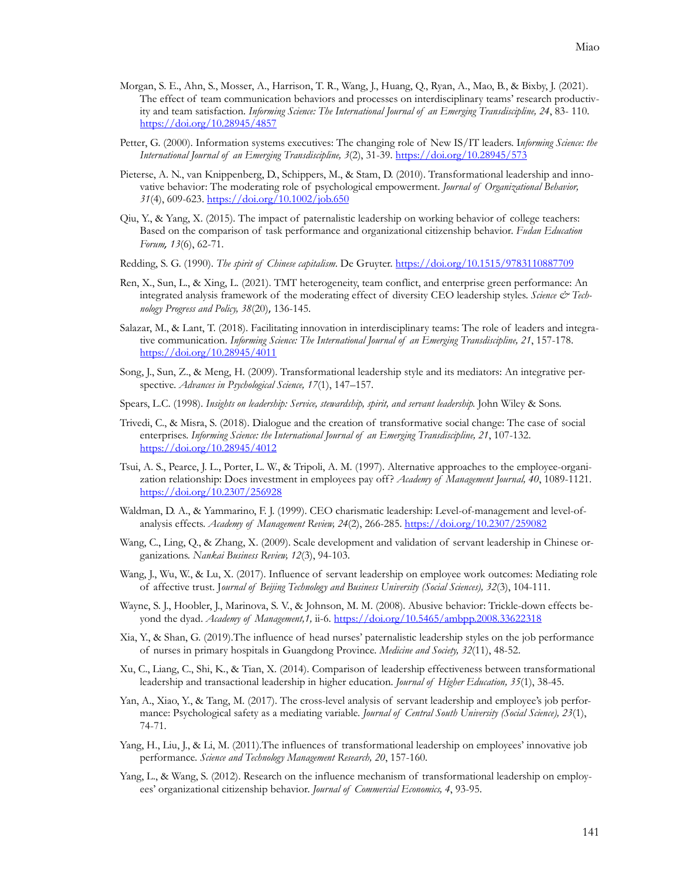Morgan, S. E., Ahn, S., Mosser, A., Harrison, T. R., Wang, J., Huang, Q., Ryan, A., Mao, B., & Bixby, J. (2021). The effect of team communication behaviors and processes on interdisciplinary teams' research productivity and team satisfaction. *Informing Science: The International Journal of an Emerging Transdiscipline, 24*, 83- 110. https://doi.org/10.28945/4857

Petter, G. (2000). Information systems executives: The changing role of New IS/IT leaders. I*nforming Science: the International Journal of an Emerging Transdiscipline, 3*(2), 31-39. https://doi.org/10.28945/573

Pieterse, A. N., van Knippenberg, D., Schippers, M., & Stam, D. (2010). Transformational leadership and innovative behavior: The moderating role of psychological empowerment. *Journal of Organizational Behavior, 31*(4), 609-623. https://doi.org/10.1002/job.650

Qiu, Y., & Yang, X. (2015). The impact of paternalistic leadership on working behavior of college teachers: Based on the comparison of task performance and organizational citizenship behavior. *Fudan Education Forum, 13*(6), 62-71.

Redding, S. G. (1990). *The spirit of Chinese capitalism*. De Gruyter. https://doi.org/10.1515/9783110887709

Ren, X., Sun, L., & Xing, L. (2021). TMT heterogeneity, team conflict, and enterprise green performance: An integrated analysis framework of the moderating effect of diversity CEO leadership styles. *Science & Technology Progress and Policy, 38*(20), 136-145.

Salazar, M., & Lant, T. (2018). Facilitating innovation in interdisciplinary teams: The role of leaders and integrative communication. *Informing Science: The International Journal of an Emerging Transdiscipline, 21*, 157-178. https://doi.org/10.28945/4011

Song, J., Sun, Z., & Meng, H. (2009). Transformational leadership style and its mediators: An integrative perspective. *Advances in Psychological Science, 17*(1), 147–157.

Spears, L.C. (1998). *Insights on leadership: Service, stewardship, spirit, and servant leadership.* John Wiley & Sons.

Trivedi, C., & Misra, S. (2018). Dialogue and the creation of transformative social change: The case of social enterprises. *Informing Science: the International Journal of an Emerging Transdiscipline, 21*, 107-132. https://doi.org/10.28945/4012

Tsui, A. S., Pearce, J. L., Porter, L. W., & Tripoli, A. M. (1997). Alternative approaches to the employee-organization relationship: Does investment in employees pay off? *Academy of Management Journal, 40*, 1089-1121. https://doi.org/10.2307/256928

Waldman, D. A., & Yammarino, F. J. (1999). CEO charismatic leadership: Level-of-management and level-of-analysis effects. *Academy of Management Review, 24*(2), 266-285. https://doi.org/10.2307/259082

Wang, C., Ling, Q., & Zhang, X. (2009). Scale development and validation of servant leadership in Chinese organizations. *Nankai Business Review, 12*(3), 94-103.

Wang, J., Wu, W., & Lu, X. (2017). Influence of servant leadership on employee work outcomes: Mediating role of affective trust. J*ournal of Beijing Technology and Business University (Social Sciences), 32*(3), 104-111.

Wayne, S. J., Hoobler, J., Marinova, S. V., & Johnson, M. M. (2008). Abusive behavior: Trickle-down effects beyond the dyad. *Academy of Management,1,* ii-6. https://doi.org/10.5465/ambpp.2008.33622318

Xia, Y., & Shan, G. (2019).The influence of head nurses' paternalistic leadership styles on the job performance of nurses in primary hospitals in Guangdong Province. *Medicine and Society, 32*(11), 48-52.

Xu, C., Liang, C., Shi, K., & Tian, X. (2014). Comparison of leadership effectiveness between transformational leadership and transactional leadership in higher education. *Journal of Higher Education, 35*(1), 38-45.

Yan, A., Xiao, Y., & Tang, M. (2017). The cross-level analysis of servant leadership and employee's job performance: Psychological safety as a mediating variable. *Journal of Central South University (Social Science), 23*(1), 74-71.

Yang, H., Liu, J., & Li, M. (2011).The influences of transformational leadership on employees' innovative job performance. *Science and Technology Management Research, 20*, 157-160.

Yang, L., & Wang, S. (2012). Research on the influence mechanism of transformational leadership on employees' organizational citizenship behavior. *Journal of Commercial Economics, 4*, 93-95.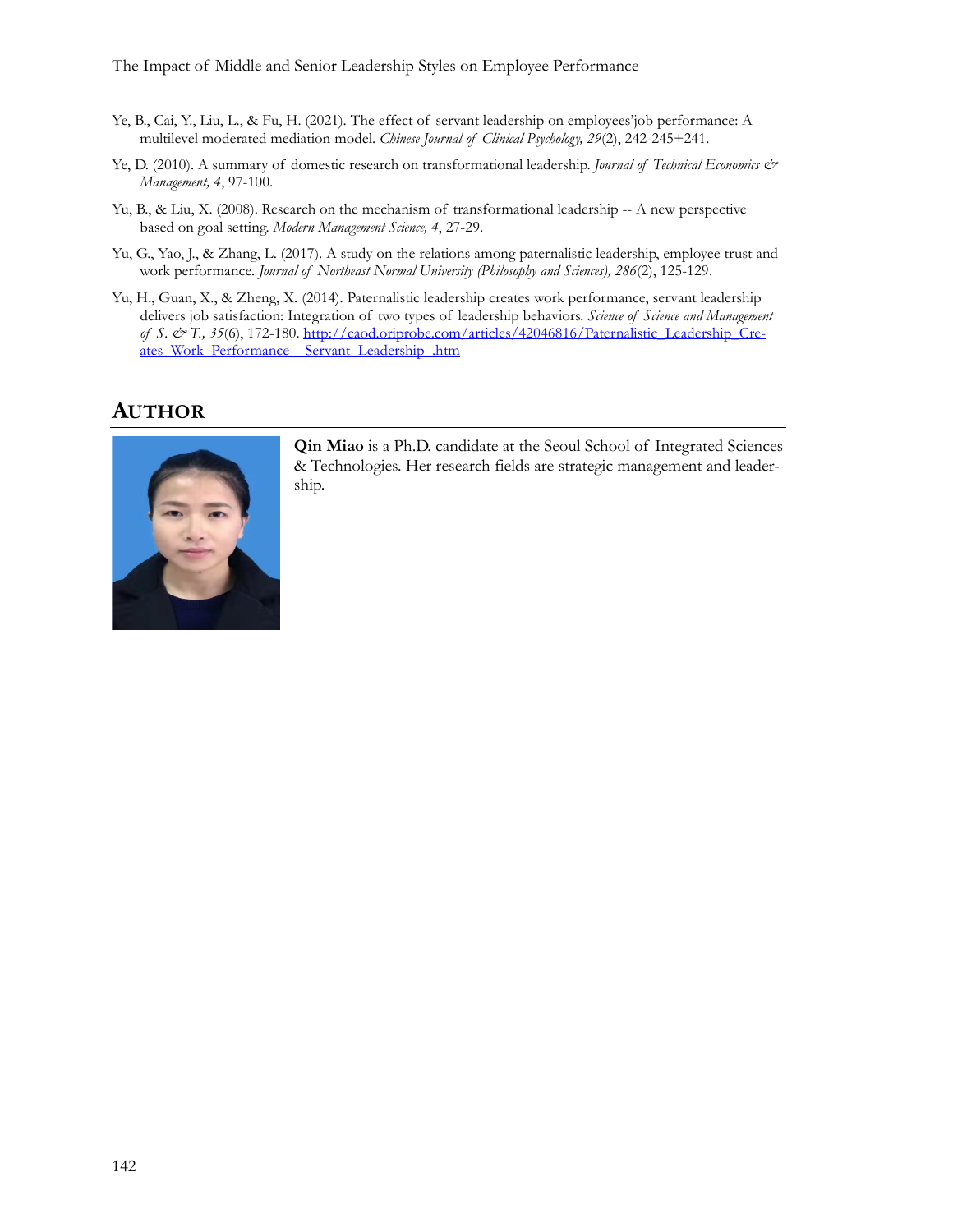Ye, B., Cai, Y., Liu, L., & Fu, H. (2021). The effect of servant leadership on employees'job performance: A multilevel moderated mediation model. *Chinese Journal of Clinical Psychology, 29*(2), 242-245+241.

Ye, D. (2010). A summary of domestic research on transformational leadership. *Journal of Technical Economics & Management, 4*, 97-100.

Yu, B., & Liu, X. (2008). Research on the mechanism of transformational leadership -- A new perspective based on goal setting. *Modern Management Science, 4*, 27-29.

Yu, G., Yao, J., & Zhang, L. (2017). A study on the relations among paternalistic leadership, employee trust and work performance. *Journal of Northeast Normal University (Philosophy and Sciences), 286*(2), 125-129.

Yu, H., Guan, X., & Zheng, X. (2014). Paternalistic leadership creates work performance, servant leadership delivers job satisfaction: Integration of two types of leadership behaviors. *Science of Science and Management of S. & T., 35*(6), 172-180. http://caod.oriprobe.com/articles/42046816/Paternalistic_Leadership_Creates_Work_Performance__Servant_Leadership_.htm

## AUTHOR

**Qin Miao** is a Ph.D. candidate at the Seoul School of Integrated Sciences & Technologies. Her research fields are strategic management and leadership.